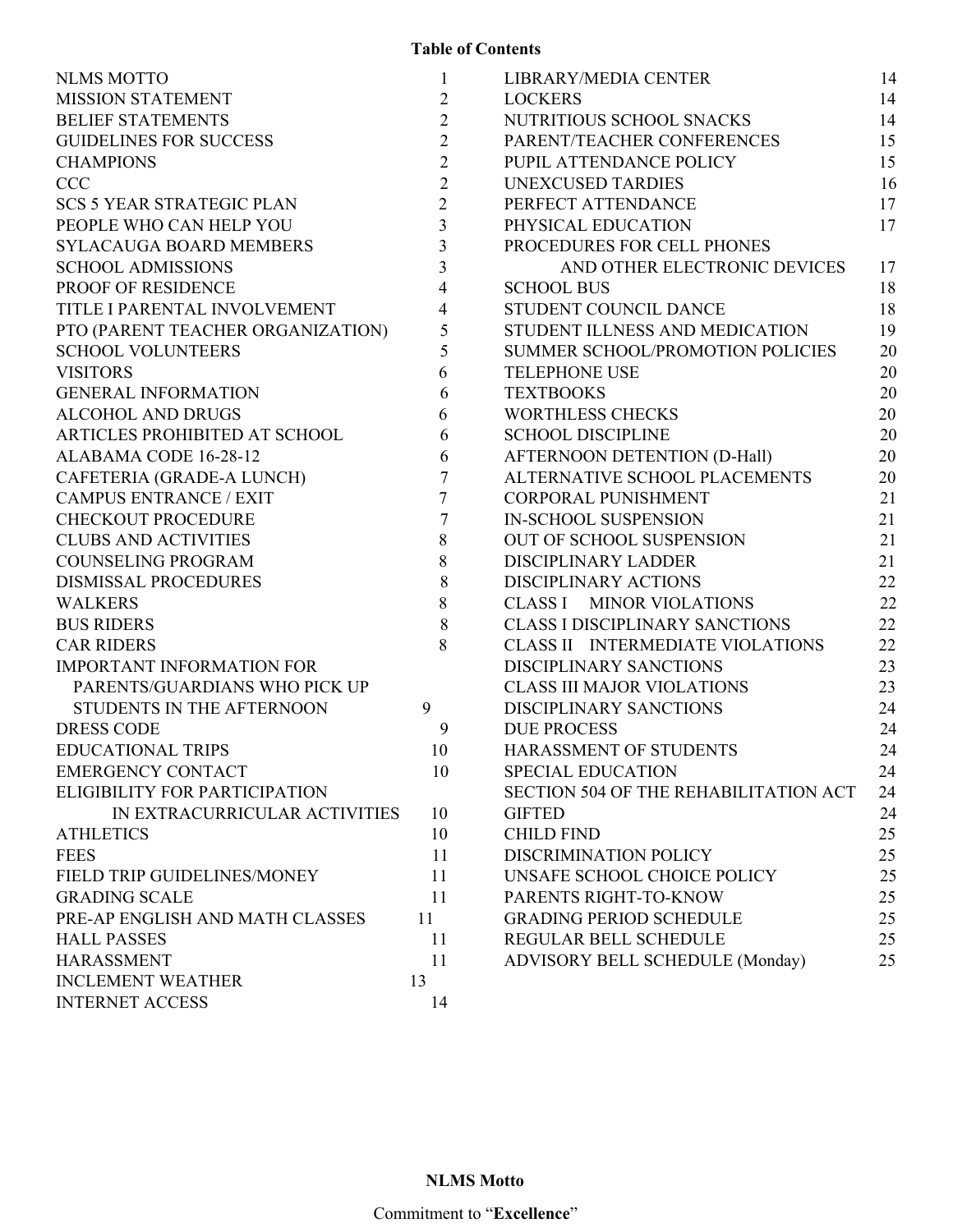**Table of Contents**

| | |
|---|---|
| NLMS MOTTO | 1 |
| MISSION STATEMENT | 2 |
| BELIEF STATEMENTS | 2 |
| GUIDELINES FOR SUCCESS | 2 |
| CHAMPIONS | 2 |
| CCC | 2 |
| SCS 5 YEAR STRATEGIC PLAN | 2 |
| PEOPLE WHO CAN HELP YOU | 3 |
| SYLACAUGA BOARD MEMBERS | 3 |
| SCHOOL ADMISSIONS | 3 |
| PROOF OF RESIDENCE | 4 |
| TITLE I PARENTAL INVOLVEMENT | 4 |
| PTO (PARENT TEACHER ORGANIZATION) | 5 |
| SCHOOL VOLUNTEERS | 5 |
| VISITORS | 6 |
| GENERAL INFORMATION | 6 |
| ALCOHOL AND DRUGS | 6 |
| ARTICLES PROHIBITED AT SCHOOL | 6 |
| ALABAMA CODE 16-28-12 | 6 |
| CAFETERIA (GRADE-A LUNCH) | 7 |
| CAMPUS ENTRANCE / EXIT | 7 |
| CHECKOUT PROCEDURE | 7 |
| CLUBS AND ACTIVITIES | 8 |
| COUNSELING PROGRAM | 8 |
| DISMISSAL PROCEDURES | 8 |
| WALKERS | 8 |
| BUS RIDERS | 8 |
| CAR RIDERS | 8 |
| IMPORTANT INFORMATION FOR PARENTS/GUARDIANS WHO PICK UP STUDENTS IN THE AFTERNOON | 9 |
| DRESS CODE | 9 |
| EDUCATIONAL TRIPS | 10 |
| EMERGENCY CONTACT | 10 |
| ELIGIBILITY FOR PARTICIPATION IN EXTRACURRICULAR ACTIVITIES | 10 |
| ATHLETICS | 10 |
| FEES | 11 |
| FIELD TRIP GUIDELINES/MONEY | 11 |
| GRADING SCALE | 11 |
| PRE-AP ENGLISH AND MATH CLASSES | 11 |
| HALL PASSES | 11 |
| HARASSMENT | 11 |
| INCLEMENT WEATHER | 13 |
| INTERNET ACCESS | 14 |
| LIBRARY/MEDIA CENTER | 14 |
| LOCKERS | 14 |
| NUTRITIOUS SCHOOL SNACKS | 14 |
| PARENT/TEACHER CONFERENCES | 15 |
| PUPIL ATTENDANCE POLICY | 15 |
| UNEXCUSED TARDIES | 16 |
| PERFECT ATTENDANCE | 17 |
| PHYSICAL EDUCATION | 17 |
| PROCEDURES FOR CELL PHONES AND OTHER ELECTRONIC DEVICES | 17 |
| SCHOOL BUS | 18 |
| STUDENT COUNCIL DANCE | 18 |
| STUDENT ILLNESS AND MEDICATION | 19 |
| SUMMER SCHOOL/PROMOTION POLICIES | 20 |
| TELEPHONE USE | 20 |
| TEXTBOOKS | 20 |
| WORTHLESS CHECKS | 20 |
| SCHOOL DISCIPLINE | 20 |
| AFTERNOON DETENTION (D-Hall) | 20 |
| ALTERNATIVE SCHOOL PLACEMENTS | 20 |
| CORPORAL PUNISHMENT | 21 |
| IN-SCHOOL SUSPENSION | 21 |
| OUT OF SCHOOL SUSPENSION | 21 |
| DISCIPLINARY LADDER | 21 |
| DISCIPLINARY ACTIONS | 22 |
| CLASS I MINOR VIOLATIONS | 22 |
| CLASS I DISCIPLINARY SANCTIONS | 22 |
| CLASS II INTERMEDIATE VIOLATIONS | 22 |
| DISCIPLINARY SANCTIONS | 23 |
| CLASS III MAJOR VIOLATIONS | 23 |
| DISCIPLINARY SANCTIONS | 24 |
| DUE PROCESS | 24 |
| HARASSMENT OF STUDENTS | 24 |
| SPECIAL EDUCATION | 24 |
| SECTION 504 OF THE REHABILITATION ACT | 24 |
| GIFTED | 24 |
| CHILD FIND | 25 |
| DISCRIMINATION POLICY | 25 |
| UNSAFE SCHOOL CHOICE POLICY | 25 |
| PARENTS RIGHT-TO-KNOW | 25 |
| GRADING PERIOD SCHEDULE | 25 |
| REGULAR BELL SCHEDULE | 25 |
| ADVISORY BELL SCHEDULE (Monday) | 25 |

**NLMS Motto**

Commitment to “**Excellence**”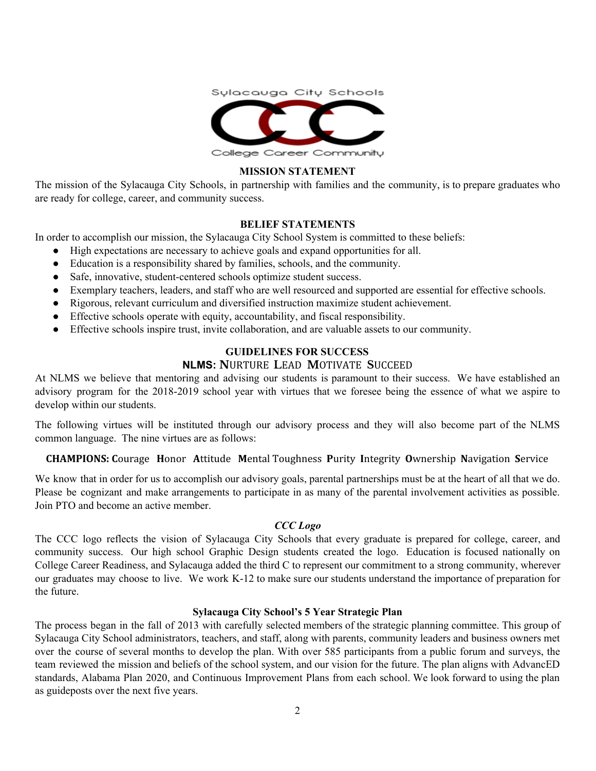Sylacauga City Schools

College Career Community

## MISSION STATEMENT

The mission of the Sylacauga City Schools, in partnership with families and the community, is to prepare graduates who are ready for college, career, and community success.

## BELIEF STATEMENTS

In order to accomplish our mission, the Sylacauga City School System is committed to these beliefs:

- High expectations are necessary to achieve goals and expand opportunities for all.
- Education is a responsibility shared by families, schools, and the community.
- Safe, innovative, student-centered schools optimize student success.
- Exemplary teachers, leaders, and staff who are well resourced and supported are essential for effective schools.
- Rigorous, relevant curriculum and diversified instruction maximize student achievement.
- Effective schools operate with equity, accountability, and fiscal responsibility.
- Effective schools inspire trust, invite collaboration, and are valuable assets to our community.

## GUIDELINES FOR SUCCESS

### NLMS: NURTURE LEAD MOTIVATE SUCCEED

At NLMS we believe that mentoring and advising our students is paramount to their success. We have established an advisory program for the 2018-2019 school year with virtues that we foresee being the essence of what we aspire to develop within our students.

The following virtues will be instituted through our advisory process and they will also become part of the NLMS common language. The nine virtues are as follows:

**CHAMPIONS: C**ourage **H**onor **A**ttitude **M**ental Toughness **P**urity **I**ntegrity **O**wnership **N**avigation **S**ervice

We know that in order for us to accomplish our advisory goals, parental partnerships must be at the heart of all that we do. Please be cognizant and make arrangements to participate in as many of the parental involvement activities as possible. Join PTO and become an active member.

### *CCC Logo*

The CCC logo reflects the vision of Sylacauga City Schools that every graduate is prepared for college, career, and community success. Our high school Graphic Design students created the logo. Education is focused nationally on College Career Readiness, and Sylacauga added the third C to represent our commitment to a strong community, wherever our graduates may choose to live. We work K-12 to make sure our students understand the importance of preparation for the future.

### Sylacauga City School's 5 Year Strategic Plan

The process began in the fall of 2013 with carefully selected members of the strategic planning committee. This group of Sylacauga City School administrators, teachers, and staff, along with parents, community leaders and business owners met over the course of several months to develop the plan. With over 585 participants from a public forum and surveys, the team reviewed the mission and beliefs of the school system, and our vision for the future. The plan aligns with AdvancED standards, Alabama Plan 2020, and Continuous Improvement Plans from each school. We look forward to using the plan as guideposts over the next five years.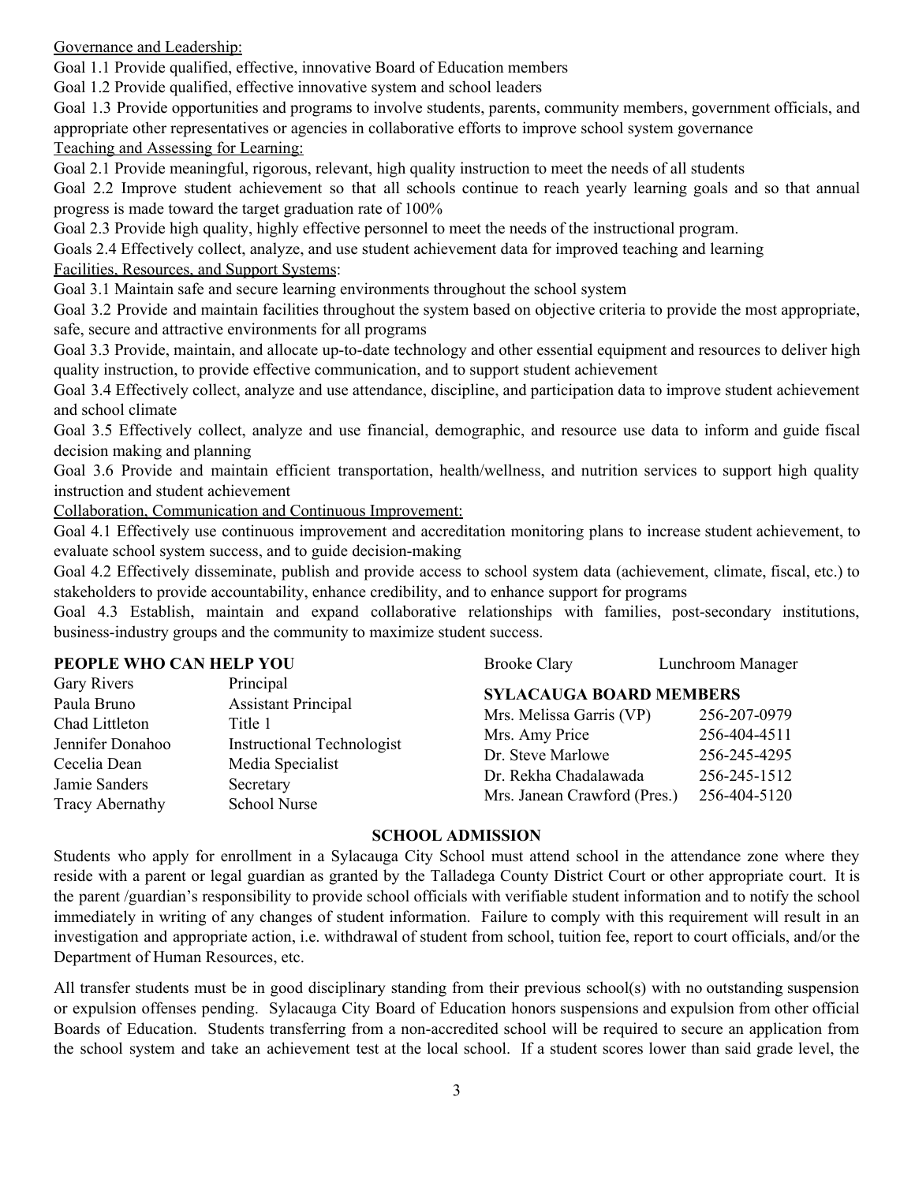Governance and Leadership:

Goal 1.1 Provide qualified, effective, innovative Board of Education members

Goal 1.2 Provide qualified, effective innovative system and school leaders

Goal 1.3 Provide opportunities and programs to involve students, parents, community members, government officials, and appropriate other representatives or agencies in collaborative efforts to improve school system governance

Teaching and Assessing for Learning:

Goal 2.1 Provide meaningful, rigorous, relevant, high quality instruction to meet the needs of all students

Goal 2.2 Improve student achievement so that all schools continue to reach yearly learning goals and so that annual progress is made toward the target graduation rate of 100%

Goal 2.3 Provide high quality, highly effective personnel to meet the needs of the instructional program.

Goals 2.4 Effectively collect, analyze, and use student achievement data for improved teaching and learning

Facilities, Resources, and Support Systems:

Goal 3.1 Maintain safe and secure learning environments throughout the school system

Goal 3.2 Provide and maintain facilities throughout the system based on objective criteria to provide the most appropriate, safe, secure and attractive environments for all programs

Goal 3.3 Provide, maintain, and allocate up-to-date technology and other essential equipment and resources to deliver high quality instruction, to provide effective communication, and to support student achievement

Goal 3.4 Effectively collect, analyze and use attendance, discipline, and participation data to improve student achievement and school climate

Goal 3.5 Effectively collect, analyze and use financial, demographic, and resource use data to inform and guide fiscal decision making and planning

Goal 3.6 Provide and maintain efficient transportation, health/wellness, and nutrition services to support high quality instruction and student achievement

Collaboration, Communication and Continuous Improvement:

Goal 4.1 Effectively use continuous improvement and accreditation monitoring plans to increase student achievement, to evaluate school system success, and to guide decision-making

Goal 4.2 Effectively disseminate, publish and provide access to school system data (achievement, climate, fiscal, etc.) to stakeholders to provide accountability, enhance credibility, and to enhance support for programs

Goal 4.3 Establish, maintain and expand collaborative relationships with families, post-secondary institutions, business-industry groups and the community to maximize student success.

**PEOPLE WHO CAN HELP YOU**

| | |
|---|---|
| Gary Rivers | Principal |
| Paula Bruno | Assistant Principal |
| Chad Littleton | Title 1 |
| Jennifer Donahoo | Instructional Technologist |
| Cecelia Dean | Media Specialist |
| Jamie Sanders | Secretary |
| Tracy Abernathy | School Nurse |
| Brooke Clary | Lunchroom Manager |

**SYLACAUGA BOARD MEMBERS**

| | |
|---|---|
| Mrs. Melissa Garris (VP) | 256-207-0979 |
| Mrs. Amy Price | 256-404-4511 |
| Dr. Steve Marlowe | 256-245-4295 |
| Dr. Rekha Chadalawada | 256-245-1512 |
| Mrs. Janean Crawford (Pres.) | 256-404-5120 |

## SCHOOL ADMISSION

Students who apply for enrollment in a Sylacauga City School must attend school in the attendance zone where they reside with a parent or legal guardian as granted by the Talladega County District Court or other appropriate court. It is the parent /guardian's responsibility to provide school officials with verifiable student information and to notify the school immediately in writing of any changes of student information. Failure to comply with this requirement will result in an investigation and appropriate action, i.e. withdrawal of student from school, tuition fee, report to court officials, and/or the Department of Human Resources, etc.

All transfer students must be in good disciplinary standing from their previous school(s) with no outstanding suspension or expulsion offenses pending. Sylacauga City Board of Education honors suspensions and expulsion from other official Boards of Education. Students transferring from a non-accredited school will be required to secure an application from the school system and take an achievement test at the local school. If a student scores lower than said grade level, the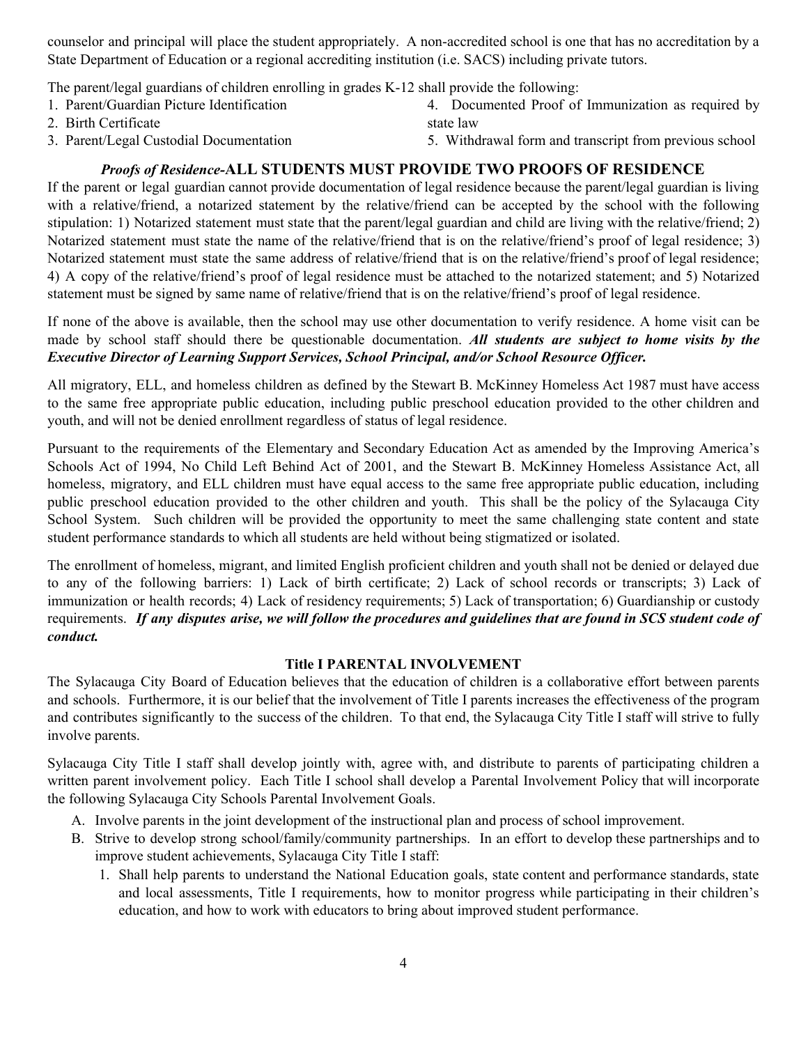counselor and principal will place the student appropriately. A non-accredited school is one that has no accreditation by a State Department of Education or a regional accrediting institution (i.e. SACS) including private tutors.

The parent/legal guardians of children enrolling in grades K-12 shall provide the following:

1. Parent/Guardian Picture Identification
2. Birth Certificate
3. Parent/Legal Custodial Documentation
4. Documented Proof of Immunization as required by state law
5. Withdrawal form and transcript from previous school

### *Proofs of Residence*-ALL STUDENTS MUST PROVIDE TWO PROOFS OF RESIDENCE

If the parent or legal guardian cannot provide documentation of legal residence because the parent/legal guardian is living with a relative/friend, a notarized statement by the relative/friend can be accepted by the school with the following stipulation: 1) Notarized statement must state that the parent/legal guardian and child are living with the relative/friend; 2) Notarized statement must state the name of the relative/friend that is on the relative/friend's proof of legal residence; 3) Notarized statement must state the same address of relative/friend that is on the relative/friend's proof of legal residence; 4) A copy of the relative/friend's proof of legal residence must be attached to the notarized statement; and 5) Notarized statement must be signed by same name of relative/friend that is on the relative/friend's proof of legal residence.

If none of the above is available, then the school may use other documentation to verify residence. A home visit can be made by school staff should there be questionable documentation. ***All students are subject to home visits by the Executive Director of Learning Support Services, School Principal, and/or School Resource Officer.***

All migratory, ELL, and homeless children as defined by the Stewart B. McKinney Homeless Act 1987 must have access to the same free appropriate public education, including public preschool education provided to the other children and youth, and will not be denied enrollment regardless of status of legal residence.

Pursuant to the requirements of the Elementary and Secondary Education Act as amended by the Improving America's Schools Act of 1994, No Child Left Behind Act of 2001, and the Stewart B. McKinney Homeless Assistance Act, all homeless, migratory, and ELL children must have equal access to the same free appropriate public education, including public preschool education provided to the other children and youth. This shall be the policy of the Sylacauga City School System. Such children will be provided the opportunity to meet the same challenging state content and state student performance standards to which all students are held without being stigmatized or isolated.

The enrollment of homeless, migrant, and limited English proficient children and youth shall not be denied or delayed due to any of the following barriers: 1) Lack of birth certificate; 2) Lack of school records or transcripts; 3) Lack of immunization or health records; 4) Lack of residency requirements; 5) Lack of transportation; 6) Guardianship or custody requirements. ***If any disputes arise, we will follow the procedures and guidelines that are found in SCS student code of conduct.***

### Title I PARENTAL INVOLVEMENT

The Sylacauga City Board of Education believes that the education of children is a collaborative effort between parents and schools. Furthermore, it is our belief that the involvement of Title I parents increases the effectiveness of the program and contributes significantly to the success of the children. To that end, the Sylacauga City Title I staff will strive to fully involve parents.

Sylacauga City Title I staff shall develop jointly with, agree with, and distribute to parents of participating children a written parent involvement policy. Each Title I school shall develop a Parental Involvement Policy that will incorporate the following Sylacauga City Schools Parental Involvement Goals.

A. Involve parents in the joint development of the instructional plan and process of school improvement.
B. Strive to develop strong school/family/community partnerships. In an effort to develop these partnerships and to improve student achievements, Sylacauga City Title I staff:
    1. Shall help parents to understand the National Education goals, state content and performance standards, state and local assessments, Title I requirements, how to monitor progress while participating in their children's education, and how to work with educators to bring about improved student performance.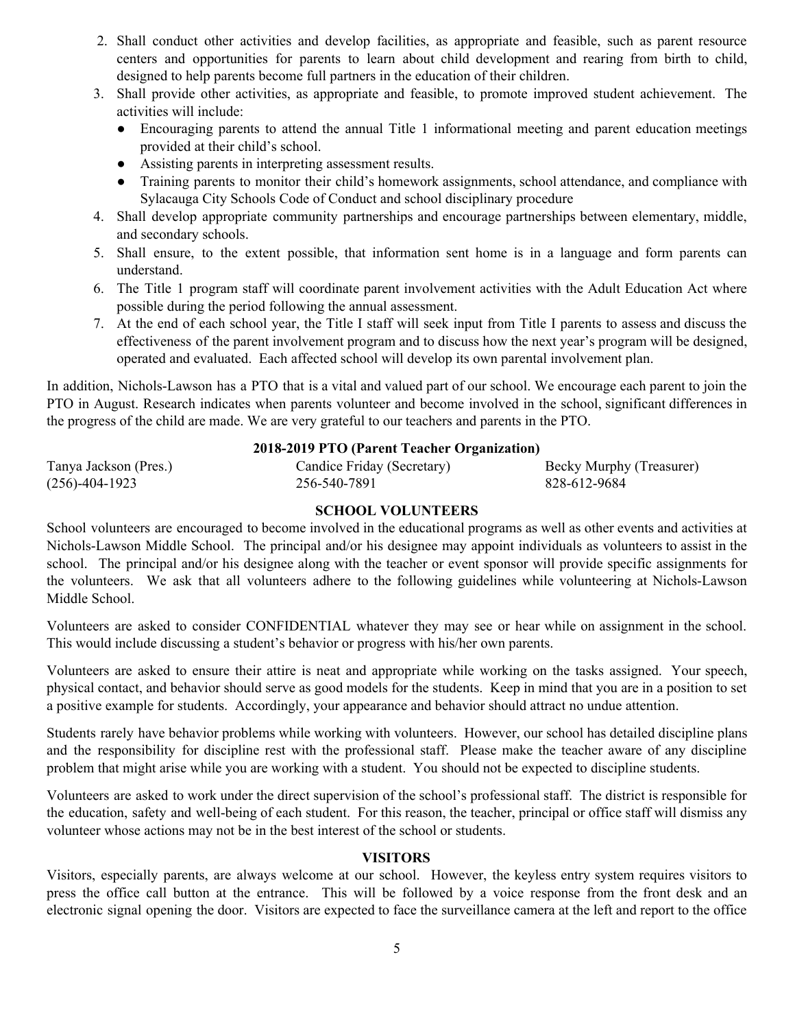2. Shall conduct other activities and develop facilities, as appropriate and feasible, such as parent resource centers and opportunities for parents to learn about child development and rearing from birth to child, designed to help parents become full partners in the education of their children.
3. Shall provide other activities, as appropriate and feasible, to promote improved student achievement. The activities will include:
   - Encouraging parents to attend the annual Title 1 informational meeting and parent education meetings provided at their child's school.
   - Assisting parents in interpreting assessment results.
   - Training parents to monitor their child's homework assignments, school attendance, and compliance with Sylacauga City Schools Code of Conduct and school disciplinary procedure
4. Shall develop appropriate community partnerships and encourage partnerships between elementary, middle, and secondary schools.
5. Shall ensure, to the extent possible, that information sent home is in a language and form parents can understand.
6. The Title 1 program staff will coordinate parent involvement activities with the Adult Education Act where possible during the period following the annual assessment.
7. At the end of each school year, the Title I staff will seek input from Title I parents to assess and discuss the effectiveness of the parent involvement program and to discuss how the next year's program will be designed, operated and evaluated. Each affected school will develop its own parental involvement plan.

In addition, Nichols-Lawson has a PTO that is a vital and valued part of our school. We encourage each parent to join the PTO in August. Research indicates when parents volunteer and become involved in the school, significant differences in the progress of the child are made. We are very grateful to our teachers and parents in the PTO.

**2018-2019 PTO (Parent Teacher Organization)**

| Tanya Jackson (Pres.) | Candice Friday (Secretary) | Becky Murphy (Treasurer) |
|---|---|---|
| (256)-404-1923 | 256-540-7891 | 828-612-9684 |

## SCHOOL VOLUNTEERS

School volunteers are encouraged to become involved in the educational programs as well as other events and activities at Nichols-Lawson Middle School. The principal and/or his designee may appoint individuals as volunteers to assist in the school. The principal and/or his designee along with the teacher or event sponsor will provide specific assignments for the volunteers. We ask that all volunteers adhere to the following guidelines while volunteering at Nichols-Lawson Middle School.

Volunteers are asked to consider CONFIDENTIAL whatever they may see or hear while on assignment in the school. This would include discussing a student's behavior or progress with his/her own parents.

Volunteers are asked to ensure their attire is neat and appropriate while working on the tasks assigned. Your speech, physical contact, and behavior should serve as good models for the students. Keep in mind that you are in a position to set a positive example for students. Accordingly, your appearance and behavior should attract no undue attention.

Students rarely have behavior problems while working with volunteers. However, our school has detailed discipline plans and the responsibility for discipline rest with the professional staff. Please make the teacher aware of any discipline problem that might arise while you are working with a student. You should not be expected to discipline students.

Volunteers are asked to work under the direct supervision of the school's professional staff. The district is responsible for the education, safety and well-being of each student. For this reason, the teacher, principal or office staff will dismiss any volunteer whose actions may not be in the best interest of the school or students.

## VISITORS

Visitors, especially parents, are always welcome at our school. However, the keyless entry system requires visitors to press the office call button at the entrance. This will be followed by a voice response from the front desk and an electronic signal opening the door. Visitors are expected to face the surveillance camera at the left and report to the office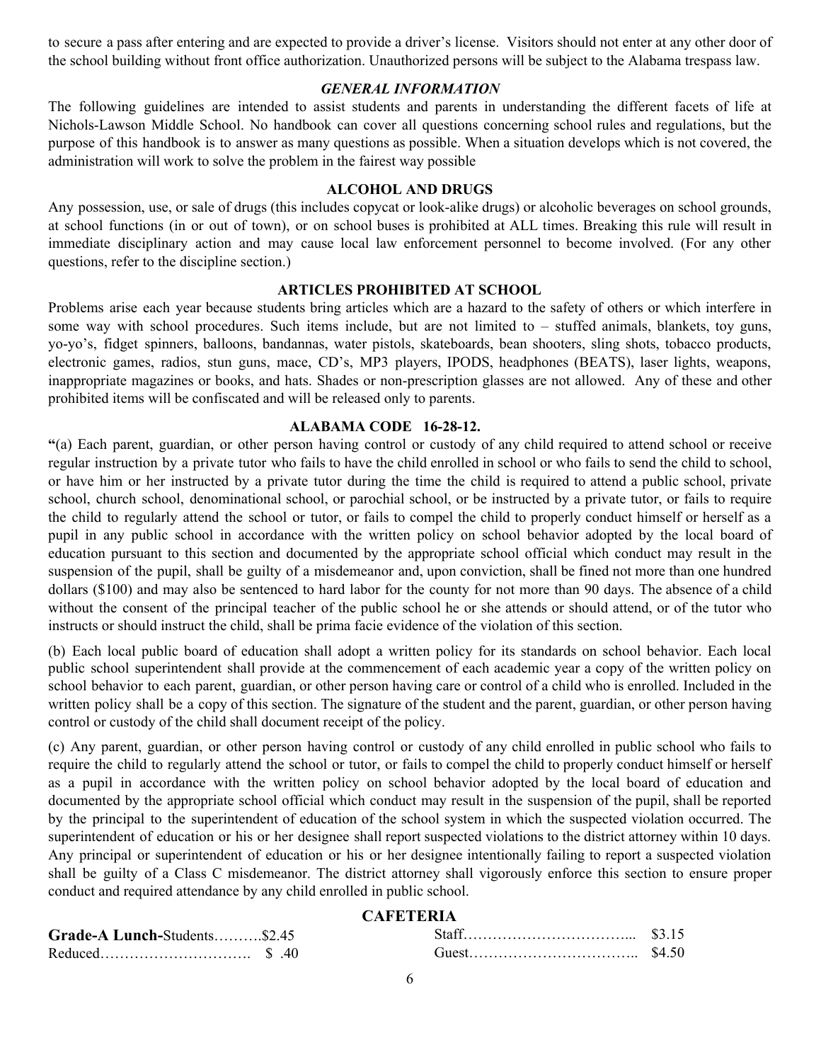to secure a pass after entering and are expected to provide a driver's license. Visitors should not enter at any other door of the school building without front office authorization. Unauthorized persons will be subject to the Alabama trespass law.

### *GENERAL INFORMATION*

The following guidelines are intended to assist students and parents in understanding the different facets of life at Nichols-Lawson Middle School. No handbook can cover all questions concerning school rules and regulations, but the purpose of this handbook is to answer as many questions as possible. When a situation develops which is not covered, the administration will work to solve the problem in the fairest way possible

### ALCOHOL AND DRUGS

Any possession, use, or sale of drugs (this includes copycat or look-alike drugs) or alcoholic beverages on school grounds, at school functions (in or out of town), or on school buses is prohibited at ALL times. Breaking this rule will result in immediate disciplinary action and may cause local law enforcement personnel to become involved. (For any other questions, refer to the discipline section.)

### ARTICLES PROHIBITED AT SCHOOL

Problems arise each year because students bring articles which are a hazard to the safety of others or which interfere in some way with school procedures. Such items include, but are not limited to – stuffed animals, blankets, toy guns, yo-yo's, fidget spinners, balloons, bandannas, water pistols, skateboards, bean shooters, sling shots, tobacco products, electronic games, radios, stun guns, mace, CD's, MP3 players, IPODS, headphones (BEATS), laser lights, weapons, inappropriate magazines or books, and hats. Shades or non-prescription glasses are not allowed. Any of these and other prohibited items will be confiscated and will be released only to parents.

### ALABAMA CODE 16-28-12.

**"**(a) Each parent, guardian, or other person having control or custody of any child required to attend school or receive regular instruction by a private tutor who fails to have the child enrolled in school or who fails to send the child to school, or have him or her instructed by a private tutor during the time the child is required to attend a public school, private school, church school, denominational school, or parochial school, or be instructed by a private tutor, or fails to require the child to regularly attend the school or tutor, or fails to compel the child to properly conduct himself or herself as a pupil in any public school in accordance with the written policy on school behavior adopted by the local board of education pursuant to this section and documented by the appropriate school official which conduct may result in the suspension of the pupil, shall be guilty of a misdemeanor and, upon conviction, shall be fined not more than one hundred dollars ($100) and may also be sentenced to hard labor for the county for not more than 90 days. The absence of a child without the consent of the principal teacher of the public school he or she attends or should attend, or of the tutor who instructs or should instruct the child, shall be prima facie evidence of the violation of this section.

(b) Each local public board of education shall adopt a written policy for its standards on school behavior. Each local public school superintendent shall provide at the commencement of each academic year a copy of the written policy on school behavior to each parent, guardian, or other person having care or control of a child who is enrolled. Included in the written policy shall be a copy of this section. The signature of the student and the parent, guardian, or other person having control or custody of the child shall document receipt of the policy.

(c) Any parent, guardian, or other person having control or custody of any child enrolled in public school who fails to require the child to regularly attend the school or tutor, or fails to compel the child to properly conduct himself or herself as a pupil in accordance with the written policy on school behavior adopted by the local board of education and documented by the appropriate school official which conduct may result in the suspension of the pupil, shall be reported by the principal to the superintendent of education of the school system in which the suspected violation occurred. The superintendent of education or his or her designee shall report suspected violations to the district attorney within 10 days. Any principal or superintendent of education or his or her designee intentionally failing to report a suspected violation shall be guilty of a Class C misdemeanor. The district attorney shall vigorously enforce this section to ensure proper conduct and required attendance by any child enrolled in public school.

### CAFETERIA

**Grade-A Lunch-**Students……….$2.45
Reduced…………………………. $ .40

Staff……………………………... $3.15
Guest…………………………….. $4.50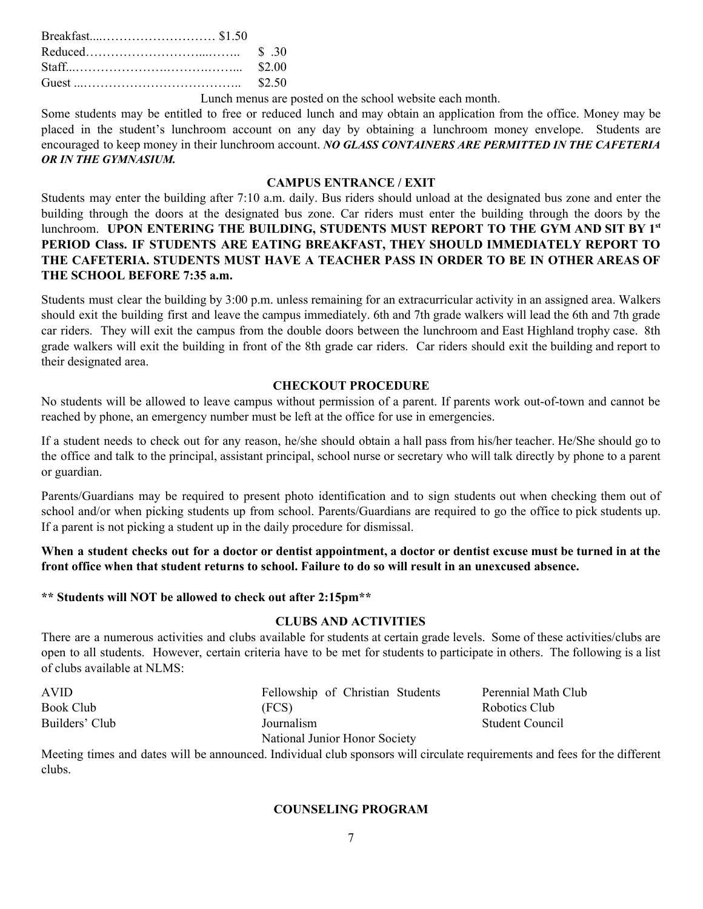| | |
|---|---|
| Breakfast | $1.50 |
| Reduced | $ .30 |
| Staff | $2.00 |
| Guest | $2.50 |

Lunch menus are posted on the school website each month.

Some students may be entitled to free or reduced lunch and may obtain an application from the office. Money may be placed in the student's lunchroom account on any day by obtaining a lunchroom money envelope. Students are encouraged to keep money in their lunchroom account. ***NO GLASS CONTAINERS ARE PERMITTED IN THE CAFETERIA OR IN THE GYMNASIUM.***

## CAMPUS ENTRANCE / EXIT

Students may enter the building after 7:10 a.m. daily. Bus riders should unload at the designated bus zone and enter the building through the doors at the designated bus zone. Car riders must enter the building through the doors by the lunchroom. **UPON ENTERING THE BUILDING, STUDENTS MUST REPORT TO THE GYM AND SIT BY 1st PERIOD Class. IF STUDENTS ARE EATING BREAKFAST, THEY SHOULD IMMEDIATELY REPORT TO THE CAFETERIA. STUDENTS MUST HAVE A TEACHER PASS IN ORDER TO BE IN OTHER AREAS OF THE SCHOOL BEFORE 7:35 a.m.**

Students must clear the building by 3:00 p.m. unless remaining for an extracurricular activity in an assigned area. Walkers should exit the building first and leave the campus immediately. 6th and 7th grade walkers will lead the 6th and 7th grade car riders. They will exit the campus from the double doors between the lunchroom and East Highland trophy case. 8th grade walkers will exit the building in front of the 8th grade car riders. Car riders should exit the building and report to their designated area.

## CHECKOUT PROCEDURE

No students will be allowed to leave campus without permission of a parent. If parents work out-of-town and cannot be reached by phone, an emergency number must be left at the office for use in emergencies.

If a student needs to check out for any reason, he/she should obtain a hall pass from his/her teacher. He/She should go to the office and talk to the principal, assistant principal, school nurse or secretary who will talk directly by phone to a parent or guardian.

Parents/Guardians may be required to present photo identification and to sign students out when checking them out of school and/or when picking students up from school. Parents/Guardians are required to go the office to pick students up. If a parent is not picking a student up in the daily procedure for dismissal.

**When a student checks out for a doctor or dentist appointment, a doctor or dentist excuse must be turned in at the front office when that student returns to school. Failure to do so will result in an unexcused absence.**

**** Students will NOT be allowed to check out after 2:15pm****

## CLUBS AND ACTIVITIES

There are a numerous activities and clubs available for students at certain grade levels. Some of these activities/clubs are open to all students. However, certain criteria have to be met for students to participate in others. The following is a list of clubs available at NLMS:

- AVID
- Book Club
- Builders' Club
- Fellowship of Christian Students (FCS)
- Journalism
- National Junior Honor Society
- Perennial Math Club
- Robotics Club
- Student Council

Meeting times and dates will be announced. Individual club sponsors will circulate requirements and fees for the different clubs.

## COUNSELING PROGRAM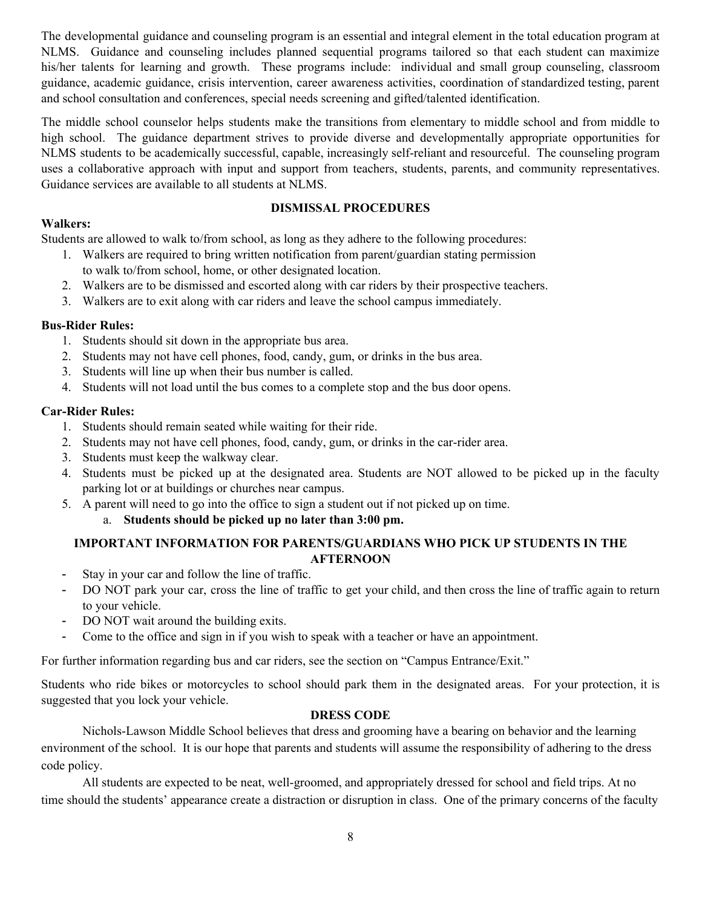The developmental guidance and counseling program is an essential and integral element in the total education program at NLMS. Guidance and counseling includes planned sequential programs tailored so that each student can maximize his/her talents for learning and growth. These programs include: individual and small group counseling, classroom guidance, academic guidance, crisis intervention, career awareness activities, coordination of standardized testing, parent and school consultation and conferences, special needs screening and gifted/talented identification.

The middle school counselor helps students make the transitions from elementary to middle school and from middle to high school. The guidance department strives to provide diverse and developmentally appropriate opportunities for NLMS students to be academically successful, capable, increasingly self-reliant and resourceful. The counseling program uses a collaborative approach with input and support from teachers, students, parents, and community representatives. Guidance services are available to all students at NLMS.

## DISMISSAL PROCEDURES

**Walkers:**

Students are allowed to walk to/from school, as long as they adhere to the following procedures:

1. Walkers are required to bring written notification from parent/guardian stating permission to walk to/from school, home, or other designated location.
2. Walkers are to be dismissed and escorted along with car riders by their prospective teachers.
3. Walkers are to exit along with car riders and leave the school campus immediately.

**Bus-Rider Rules:**

1. Students should sit down in the appropriate bus area.
2. Students may not have cell phones, food, candy, gum, or drinks in the bus area.
3. Students will line up when their bus number is called.
4. Students will not load until the bus comes to a complete stop and the bus door opens.

**Car-Rider Rules:**

1. Students should remain seated while waiting for their ride.
2. Students may not have cell phones, food, candy, gum, or drinks in the car-rider area.
3. Students must keep the walkway clear.
4. Students must be picked up at the designated area. Students are NOT allowed to be picked up in the faculty parking lot or at buildings or churches near campus.
5. A parent will need to go into the office to sign a student out if not picked up on time.
   a. **Students should be picked up no later than 3:00 pm.**

### IMPORTANT INFORMATION FOR PARENTS/GUARDIANS WHO PICK UP STUDENTS IN THE AFTERNOON

- Stay in your car and follow the line of traffic.
- DO NOT park your car, cross the line of traffic to get your child, and then cross the line of traffic again to return to your vehicle.
- DO NOT wait around the building exits.
- Come to the office and sign in if you wish to speak with a teacher or have an appointment.

For further information regarding bus and car riders, see the section on "Campus Entrance/Exit."

Students who ride bikes or motorcycles to school should park them in the designated areas. For your protection, it is suggested that you lock your vehicle.

## DRESS CODE

Nichols-Lawson Middle School believes that dress and grooming have a bearing on behavior and the learning environment of the school. It is our hope that parents and students will assume the responsibility of adhering to the dress code policy.

All students are expected to be neat, well-groomed, and appropriately dressed for school and field trips. At no time should the students' appearance create a distraction or disruption in class. One of the primary concerns of the faculty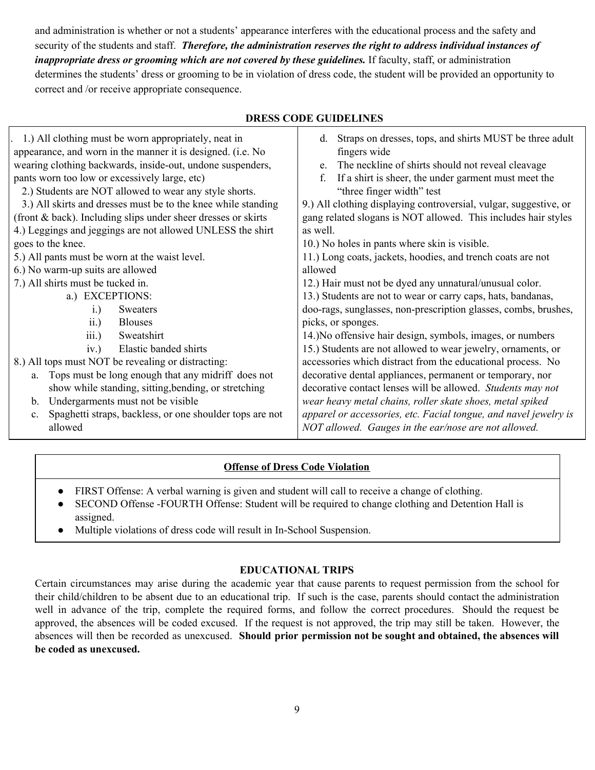and administration is whether or not a students' appearance interferes with the educational process and the safety and security of the students and staff. ***Therefore, the administration reserves the right to address individual instances of inappropriate dress or grooming which are not covered by these guidelines.*** If faculty, staff, or administration determines the students' dress or grooming to be in violation of dress code, the student will be provided an opportunity to correct and /or receive appropriate consequence.

## DRESS CODE GUIDELINES

1.) All clothing must be worn appropriately, neat in appearance, and worn in the manner it is designed. (i.e. No wearing clothing backwards, inside-out, undone suspenders, pants worn too low or excessively large, etc)

2.) Students are NOT allowed to wear any style shorts.

3.) All skirts and dresses must be to the knee while standing (front & back). Including slips under sheer dresses or skirts

4.) Leggings and jeggings are not allowed UNLESS the shirt goes to the knee.

5.) All pants must be worn at the waist level.

6.) No warm-up suits are allowed

7.) All shirts must be tucked in.

- a.) EXCEPTIONS:
  - i.) Sweaters
  - ii.) Blouses
  - iii.) Sweatshirt
  - iv.) Elastic banded shirts

8.) All tops must NOT be revealing or distracting:

- a. Tops must be long enough that any midriff does not show while standing, sitting,bending, or stretching
- b. Undergarments must not be visible
- c. Spaghetti straps, backless, or one shoulder tops are not allowed
- d. Straps on dresses, tops, and shirts MUST be three adult fingers wide
- e. The neckline of shirts should not reveal cleavage
- f. If a shirt is sheer, the under garment must meet the "three finger width" test

9.) All clothing displaying controversial, vulgar, suggestive, or gang related slogans is NOT allowed. This includes hair styles as well.

10.) No holes in pants where skin is visible.

11.) Long coats, jackets, hoodies, and trench coats are not allowed

12.) Hair must not be dyed any unnatural/unusual color.

13.) Students are not to wear or carry caps, hats, bandanas, doo-rags, sunglasses, non-prescription glasses, combs, brushes, picks, or sponges.

14.)No offensive hair design, symbols, images, or numbers

15.) Students are not allowed to wear jewelry, ornaments, or accessories which distract from the educational process. No decorative dental appliances, permanent or temporary, nor decorative contact lenses will be allowed. *Students may not wear heavy metal chains, roller skate shoes, metal spiked apparel or accessories, etc. Facial tongue, and navel jewelry is NOT allowed. Gauges in the ear/nose are not allowed.*

### Offense of Dress Code Violation

- FIRST Offense: A verbal warning is given and student will call to receive a change of clothing.
- SECOND Offense -FOURTH Offense: Student will be required to change clothing and Detention Hall is assigned.
- Multiple violations of dress code will result in In-School Suspension.

## EDUCATIONAL TRIPS

Certain circumstances may arise during the academic year that cause parents to request permission from the school for their child/children to be absent due to an educational trip. If such is the case, parents should contact the administration well in advance of the trip, complete the required forms, and follow the correct procedures. Should the request be approved, the absences will be coded excused. If the request is not approved, the trip may still be taken. However, the absences will then be recorded as unexcused. **Should prior permission not be sought and obtained, the absences will be coded as unexcused.**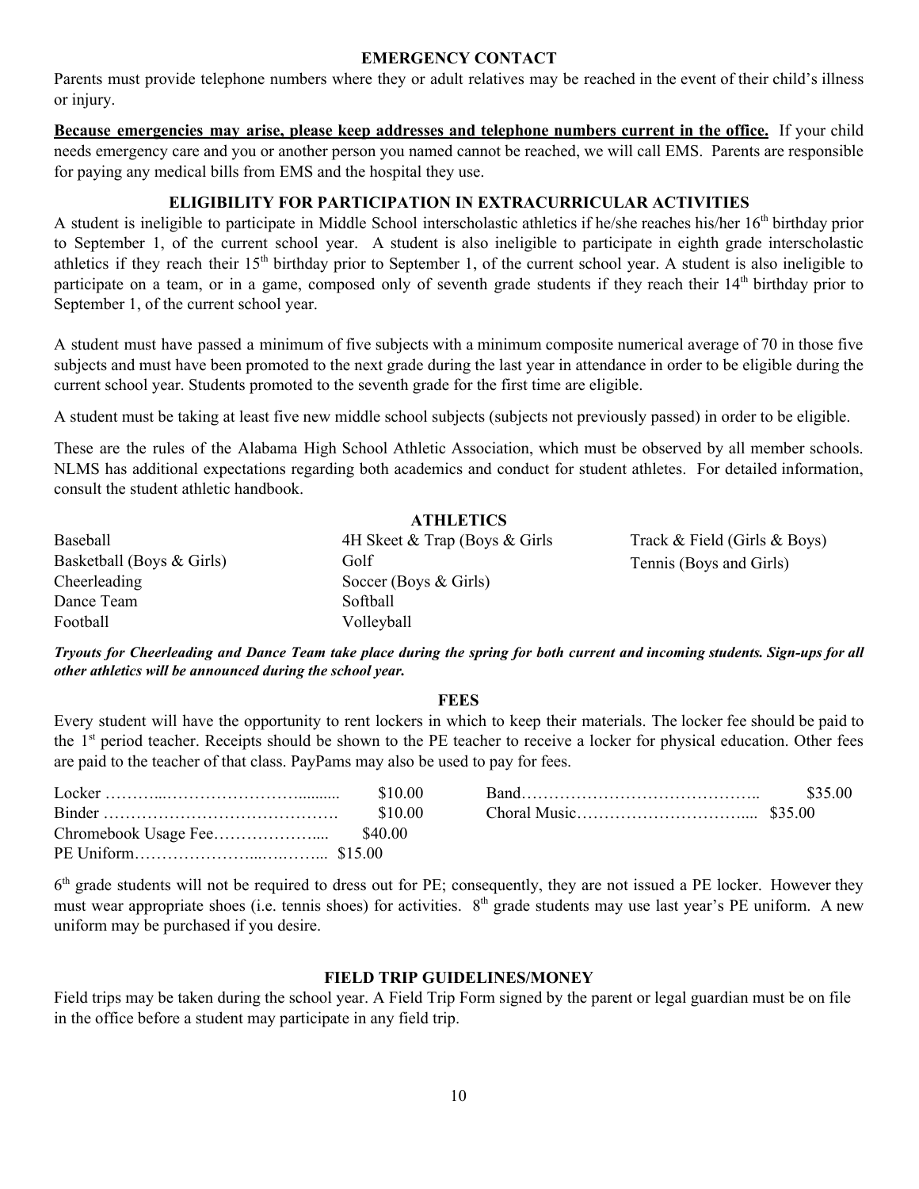## EMERGENCY CONTACT

Parents must provide telephone numbers where they or adult relatives may be reached in the event of their child's illness or injury.

**Because emergencies may arise, please keep addresses and telephone numbers current in the office.** If your child needs emergency care and you or another person you named cannot be reached, we will call EMS. Parents are responsible for paying any medical bills from EMS and the hospital they use.

## ELIGIBILITY FOR PARTICIPATION IN EXTRACURRICULAR ACTIVITIES

A student is ineligible to participate in Middle School interscholastic athletics if he/she reaches his/her 16th birthday prior to September 1, of the current school year. A student is also ineligible to participate in eighth grade interscholastic athletics if they reach their 15th birthday prior to September 1, of the current school year. A student is also ineligible to participate on a team, or in a game, composed only of seventh grade students if they reach their 14th birthday prior to September 1, of the current school year.

A student must have passed a minimum of five subjects with a minimum composite numerical average of 70 in those five subjects and must have been promoted to the next grade during the last year in attendance in order to be eligible during the current school year. Students promoted to the seventh grade for the first time are eligible.

A student must be taking at least five new middle school subjects (subjects not previously passed) in order to be eligible.

These are the rules of the Alabama High School Athletic Association, which must be observed by all member schools. NLMS has additional expectations regarding both academics and conduct for student athletes. For detailed information, consult the student athletic handbook.

## ATHLETICS

- Baseball
- Basketball (Boys & Girls)
- Cheerleading
- Dance Team
- Football
- 4H Skeet & Trap (Boys & Girls
- Golf
- Soccer (Boys & Girls)
- Softball
- Volleyball
- Track & Field (Girls & Boys)
- Tennis (Boys and Girls)

***Tryouts for Cheerleading and Dance Team take place during the spring for both current and incoming students. Sign-ups for all other athletics will be announced during the school year.***

## FEES

Every student will have the opportunity to rent lockers in which to keep their materials. The locker fee should be paid to the 1st period teacher. Receipts should be shown to the PE teacher to receive a locker for physical education. Other fees are paid to the teacher of that class. PayPams may also be used to pay for fees.

| Item | Fee | Item | Fee |
|---|---|---|---|
| Locker | $10.00 | Band | $35.00 |
| Binder | $10.00 | Choral Music | $35.00 |
| Chromebook Usage Fee | $40.00 | | |
| PE Uniform | $15.00 | | |

6th grade students will not be required to dress out for PE; consequently, they are not issued a PE locker. However they must wear appropriate shoes (i.e. tennis shoes) for activities. 8th grade students may use last year's PE uniform. A new uniform may be purchased if you desire.

## FIELD TRIP GUIDELINES/MONEY

Field trips may be taken during the school year. A Field Trip Form signed by the parent or legal guardian must be on file in the office before a student may participate in any field trip.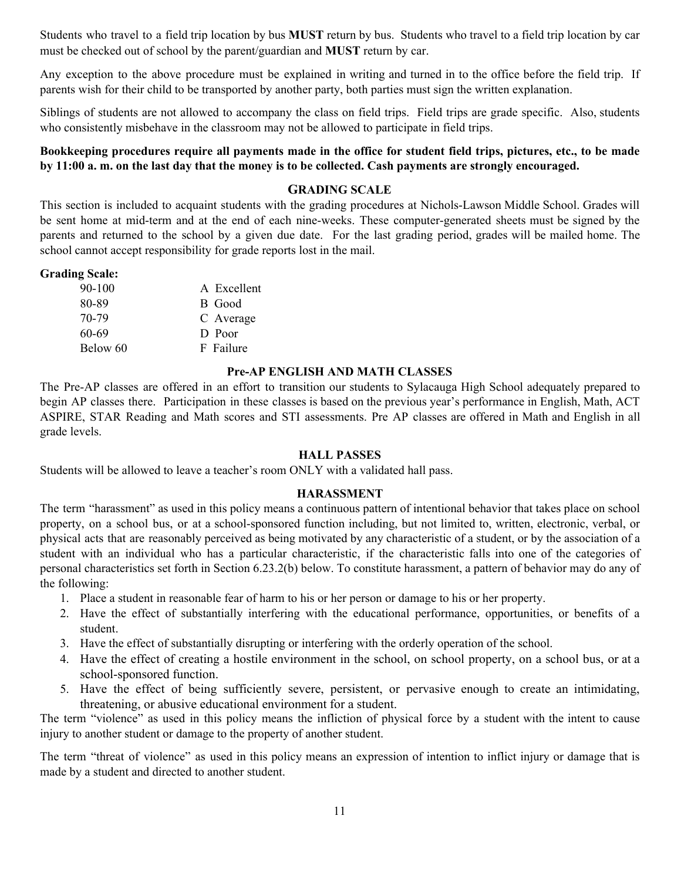Students who travel to a field trip location by bus **MUST** return by bus. Students who travel to a field trip location by car must be checked out of school by the parent/guardian and **MUST** return by car.

Any exception to the above procedure must be explained in writing and turned in to the office before the field trip. If parents wish for their child to be transported by another party, both parties must sign the written explanation.

Siblings of students are not allowed to accompany the class on field trips. Field trips are grade specific. Also, students who consistently misbehave in the classroom may not be allowed to participate in field trips.

**Bookkeeping procedures require all payments made in the office for student field trips, pictures, etc., to be made by 11:00 a. m. on the last day that the money is to be collected. Cash payments are strongly encouraged.**

## GRADING SCALE

This section is included to acquaint students with the grading procedures at Nichols-Lawson Middle School. Grades will be sent home at mid-term and at the end of each nine-weeks. These computer-generated sheets must be signed by the parents and returned to the school by a given due date. For the last grading period, grades will be mailed home. The school cannot accept responsibility for grade reports lost in the mail.

**Grading Scale:**

| | |
|---|---|
| 90-100 | A Excellent |
| 80-89 | B Good |
| 70-79 | C Average |
| 60-69 | D Poor |
| Below 60 | F Failure |

## Pre-AP ENGLISH AND MATH CLASSES

The Pre-AP classes are offered in an effort to transition our students to Sylacauga High School adequately prepared to begin AP classes there. Participation in these classes is based on the previous year's performance in English, Math, ACT ASPIRE, STAR Reading and Math scores and STI assessments. Pre AP classes are offered in Math and English in all grade levels.

## HALL PASSES

Students will be allowed to leave a teacher's room ONLY with a validated hall pass.

## HARASSMENT

The term "harassment" as used in this policy means a continuous pattern of intentional behavior that takes place on school property, on a school bus, or at a school-sponsored function including, but not limited to, written, electronic, verbal, or physical acts that are reasonably perceived as being motivated by any characteristic of a student, or by the association of a student with an individual who has a particular characteristic, if the characteristic falls into one of the categories of personal characteristics set forth in Section 6.23.2(b) below. To constitute harassment, a pattern of behavior may do any of the following:

1. Place a student in reasonable fear of harm to his or her person or damage to his or her property.
2. Have the effect of substantially interfering with the educational performance, opportunities, or benefits of a student.
3. Have the effect of substantially disrupting or interfering with the orderly operation of the school.
4. Have the effect of creating a hostile environment in the school, on school property, on a school bus, or at a school-sponsored function.
5. Have the effect of being sufficiently severe, persistent, or pervasive enough to create an intimidating, threatening, or abusive educational environment for a student.

The term "violence" as used in this policy means the infliction of physical force by a student with the intent to cause injury to another student or damage to the property of another student.

The term "threat of violence" as used in this policy means an expression of intention to inflict injury or damage that is made by a student and directed to another student.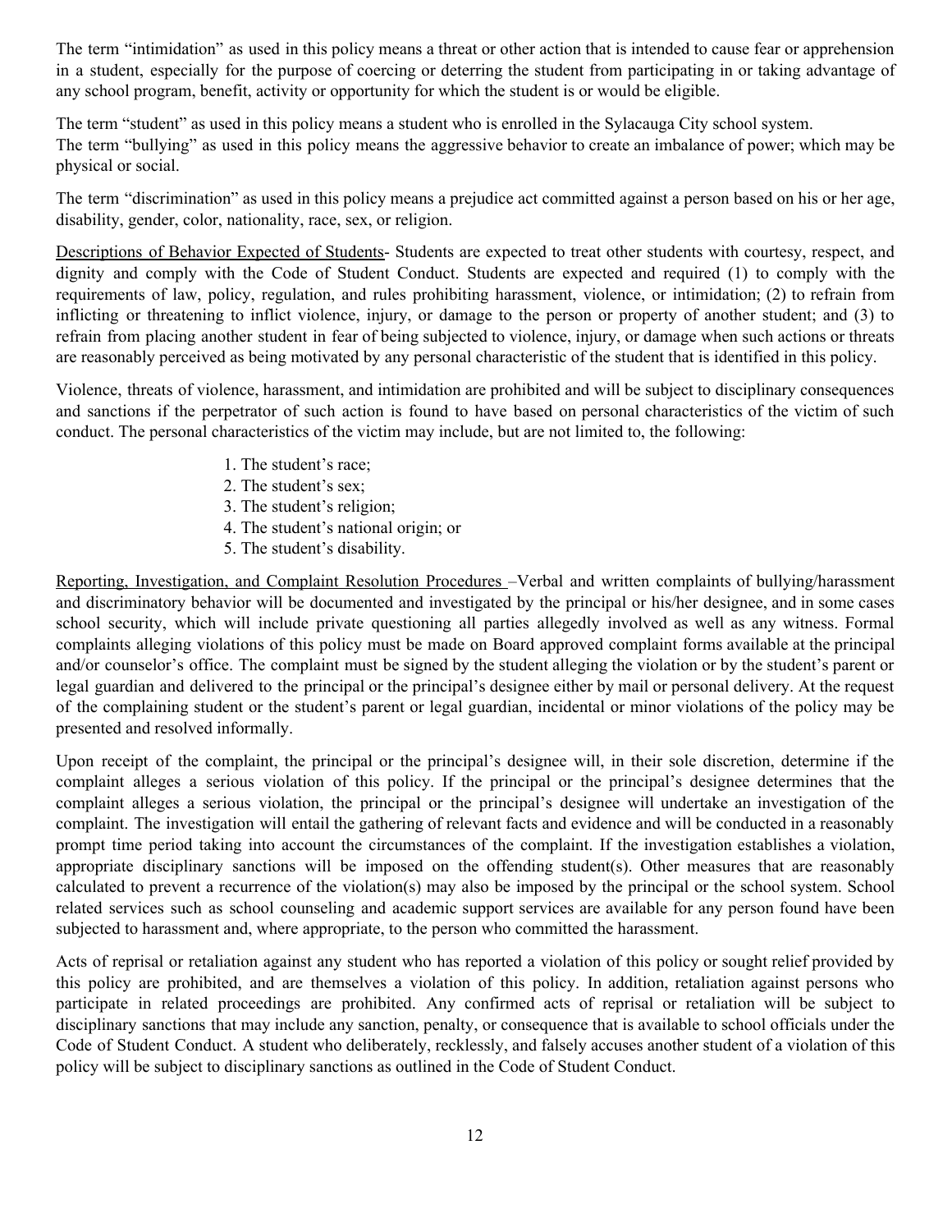The term “intimidation” as used in this policy means a threat or other action that is intended to cause fear or apprehension in a student, especially for the purpose of coercing or deterring the student from participating in or taking advantage of any school program, benefit, activity or opportunity for which the student is or would be eligible.

The term “student” as used in this policy means a student who is enrolled in the Sylacauga City school system.
The term “bullying” as used in this policy means the aggressive behavior to create an imbalance of power; which may be physical or social.

The term “discrimination” as used in this policy means a prejudice act committed against a person based on his or her age, disability, gender, color, nationality, race, sex, or religion.

<u>Descriptions of Behavior Expected of Students</u>- Students are expected to treat other students with courtesy, respect, and dignity and comply with the Code of Student Conduct. Students are expected and required (1) to comply with the requirements of law, policy, regulation, and rules prohibiting harassment, violence, or intimidation; (2) to refrain from inflicting or threatening to inflict violence, injury, or damage to the person or property of another student; and (3) to refrain from placing another student in fear of being subjected to violence, injury, or damage when such actions or threats are reasonably perceived as being motivated by any personal characteristic of the student that is identified in this policy.

Violence, threats of violence, harassment, and intimidation are prohibited and will be subject to disciplinary consequences and sanctions if the perpetrator of such action is found to have based on personal characteristics of the victim of such conduct. The personal characteristics of the victim may include, but are not limited to, the following:

1. The student’s race;
2. The student’s sex;
3. The student’s religion;
4. The student’s national origin; or
5. The student’s disability.

<u>Reporting, Investigation, and Complaint Resolution Procedures</u> –Verbal and written complaints of bullying/harassment and discriminatory behavior will be documented and investigated by the principal or his/her designee, and in some cases school security, which will include private questioning all parties allegedly involved as well as any witness. Formal complaints alleging violations of this policy must be made on Board approved complaint forms available at the principal and/or counselor’s office. The complaint must be signed by the student alleging the violation or by the student’s parent or legal guardian and delivered to the principal or the principal’s designee either by mail or personal delivery. At the request of the complaining student or the student’s parent or legal guardian, incidental or minor violations of the policy may be presented and resolved informally.

Upon receipt of the complaint, the principal or the principal’s designee will, in their sole discretion, determine if the complaint alleges a serious violation of this policy. If the principal or the principal’s designee determines that the complaint alleges a serious violation, the principal or the principal’s designee will undertake an investigation of the complaint. The investigation will entail the gathering of relevant facts and evidence and will be conducted in a reasonably prompt time period taking into account the circumstances of the complaint. If the investigation establishes a violation, appropriate disciplinary sanctions will be imposed on the offending student(s). Other measures that are reasonably calculated to prevent a recurrence of the violation(s) may also be imposed by the principal or the school system. School related services such as school counseling and academic support services are available for any person found have been subjected to harassment and, where appropriate, to the person who committed the harassment.

Acts of reprisal or retaliation against any student who has reported a violation of this policy or sought relief provided by this policy are prohibited, and are themselves a violation of this policy. In addition, retaliation against persons who participate in related proceedings are prohibited. Any confirmed acts of reprisal or retaliation will be subject to disciplinary sanctions that may include any sanction, penalty, or consequence that is available to school officials under the Code of Student Conduct. A student who deliberately, recklessly, and falsely accuses another student of a violation of this policy will be subject to disciplinary sanctions as outlined in the Code of Student Conduct.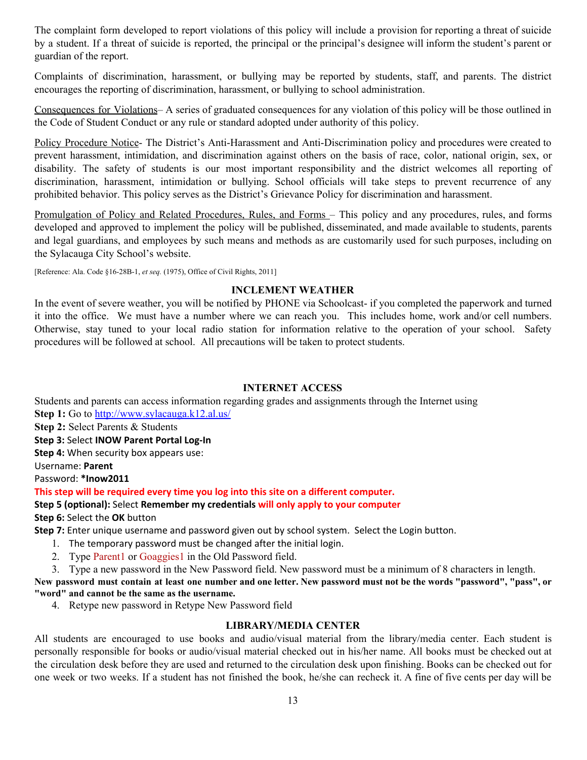The complaint form developed to report violations of this policy will include a provision for reporting a threat of suicide by a student. If a threat of suicide is reported, the principal or the principal's designee will inform the student's parent or guardian of the report.

Complaints of discrimination, harassment, or bullying may be reported by students, staff, and parents. The district encourages the reporting of discrimination, harassment, or bullying to school administration.

Consequences for Violations– A series of graduated consequences for any violation of this policy will be those outlined in the Code of Student Conduct or any rule or standard adopted under authority of this policy.

Policy Procedure Notice- The District's Anti-Harassment and Anti-Discrimination policy and procedures were created to prevent harassment, intimidation, and discrimination against others on the basis of race, color, national origin, sex, or disability. The safety of students is our most important responsibility and the district welcomes all reporting of discrimination, harassment, intimidation or bullying. School officials will take steps to prevent recurrence of any prohibited behavior. This policy serves as the District's Grievance Policy for discrimination and harassment.

Promulgation of Policy and Related Procedures, Rules, and Forms – This policy and any procedures, rules, and forms developed and approved to implement the policy will be published, disseminated, and made available to students, parents and legal guardians, and employees by such means and methods as are customarily used for such purposes, including on the Sylacauga City School's website.

[Reference: Ala. Code §16-28B-1, *et seq.* (1975), Office of Civil Rights, 2011]

## INCLEMENT WEATHER

In the event of severe weather, you will be notified by PHONE via Schoolcast- if you completed the paperwork and turned it into the office. We must have a number where we can reach you. This includes home, work and/or cell numbers. Otherwise, stay tuned to your local radio station for information relative to the operation of your school. Safety procedures will be followed at school. All precautions will be taken to protect students.

## INTERNET ACCESS

Students and parents can access information regarding grades and assignments through the Internet using

**Step 1:** Go to http://www.sylacauga.k12.al.us/

**Step 2:** Select Parents & Students

**Step 3:** Select **INOW Parent Portal Log-In**

**Step 4:** When security box appears use:

Username: **Parent**

Password: ***Inow2011**

**This step will be required every time you log into this site on a different computer.**

**Step 5 (optional):** Select **Remember my credentials** **will only apply to your computer**

**Step 6:** Select the **OK** button

**Step 7:** Enter unique username and password given out by school system. Select the Login button.

1. The temporary password must be changed after the initial login.
2. Type Parent1 or Goaggies1 in the Old Password field.
3. Type a new password in the New Password field. New password must be a minimum of 8 characters in length.

**New password must contain at least one number and one letter. New password must not be the words "password", "pass", or "word" and cannot be the same as the username.**

4. Retype new password in Retype New Password field

## LIBRARY/MEDIA CENTER

All students are encouraged to use books and audio/visual material from the library/media center. Each student is personally responsible for books or audio/visual material checked out in his/her name. All books must be checked out at the circulation desk before they are used and returned to the circulation desk upon finishing. Books can be checked out for one week or two weeks. If a student has not finished the book, he/she can recheck it. A fine of five cents per day will be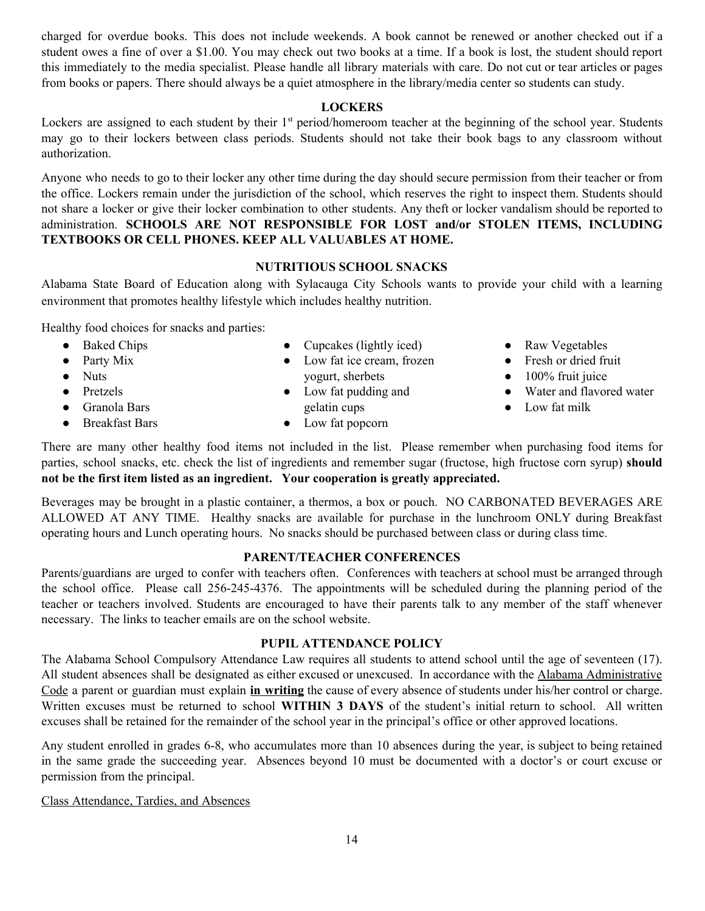charged for overdue books. This does not include weekends. A book cannot be renewed or another checked out if a student owes a fine of over a $1.00. You may check out two books at a time. If a book is lost, the student should report this immediately to the media specialist. Please handle all library materials with care. Do not cut or tear articles or pages from books or papers. There should always be a quiet atmosphere in the library/media center so students can study.

## LOCKERS

Lockers are assigned to each student by their 1st period/homeroom teacher at the beginning of the school year. Students may go to their lockers between class periods. Students should not take their book bags to any classroom without authorization.

Anyone who needs to go to their locker any other time during the day should secure permission from their teacher or from the office. Lockers remain under the jurisdiction of the school, which reserves the right to inspect them. Students should not share a locker or give their locker combination to other students. Any theft or locker vandalism should be reported to administration. **SCHOOLS ARE NOT RESPONSIBLE FOR LOST and/or STOLEN ITEMS, INCLUDING TEXTBOOKS OR CELL PHONES. KEEP ALL VALUABLES AT HOME.**

## NUTRITIOUS SCHOOL SNACKS

Alabama State Board of Education along with Sylacauga City Schools wants to provide your child with a learning environment that promotes healthy lifestyle which includes healthy nutrition.

Healthy food choices for snacks and parties:

- Baked Chips
- Party Mix
- Nuts
- Pretzels
- Granola Bars
- Breakfast Bars
- Cupcakes (lightly iced)
- Low fat ice cream, frozen yogurt, sherbets
- Low fat pudding and gelatin cups
- Low fat popcorn
- Raw Vegetables
- Fresh or dried fruit
- 100% fruit juice
- Water and flavored water
- Low fat milk

There are many other healthy food items not included in the list. Please remember when purchasing food items for parties, school snacks, etc. check the list of ingredients and remember sugar (fructose, high fructose corn syrup) **should not be the first item listed as an ingredient. Your cooperation is greatly appreciated.**

Beverages may be brought in a plastic container, a thermos, a box or pouch. NO CARBONATED BEVERAGES ARE ALLOWED AT ANY TIME. Healthy snacks are available for purchase in the lunchroom ONLY during Breakfast operating hours and Lunch operating hours. No snacks should be purchased between class or during class time.

## PARENT/TEACHER CONFERENCES

Parents/guardians are urged to confer with teachers often. Conferences with teachers at school must be arranged through the school office. Please call 256-245-4376. The appointments will be scheduled during the planning period of the teacher or teachers involved. Students are encouraged to have their parents talk to any member of the staff whenever necessary. The links to teacher emails are on the school website.

## PUPIL ATTENDANCE POLICY

The Alabama School Compulsory Attendance Law requires all students to attend school until the age of seventeen (17). All student absences shall be designated as either excused or unexcused. In accordance with the Alabama Administrative Code a parent or guardian must explain **in writing** the cause of every absence of students under his/her control or charge. Written excuses must be returned to school **WITHIN 3 DAYS** of the student's initial return to school. All written excuses shall be retained for the remainder of the school year in the principal's office or other approved locations.

Any student enrolled in grades 6-8, who accumulates more than 10 absences during the year, is subject to being retained in the same grade the succeeding year. Absences beyond 10 must be documented with a doctor's or court excuse or permission from the principal.

Class Attendance, Tardies, and Absences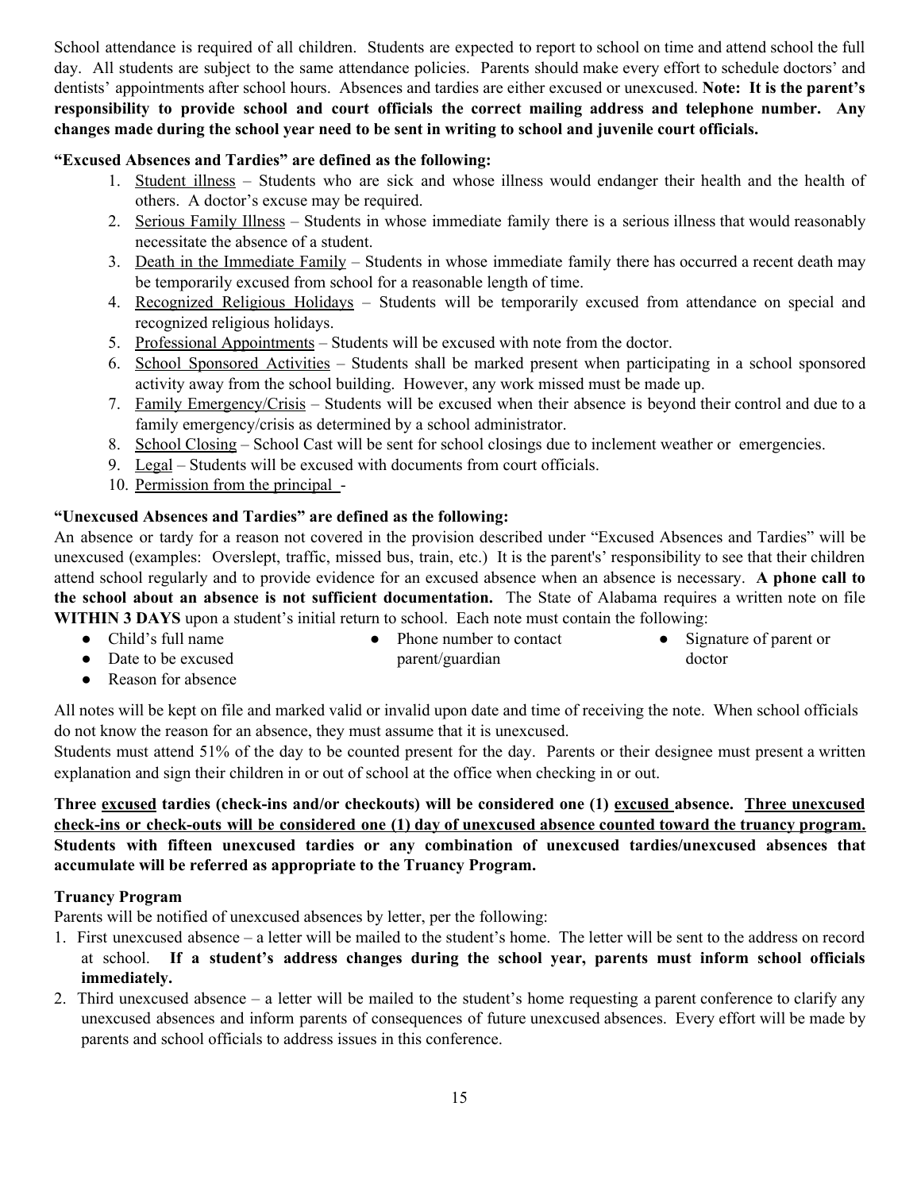School attendance is required of all children. Students are expected to report to school on time and attend school the full day. All students are subject to the same attendance policies. Parents should make every effort to schedule doctors' and dentists' appointments after school hours. Absences and tardies are either excused or unexcused. **Note: It is the parent's responsibility to provide school and court officials the correct mailing address and telephone number. Any changes made during the school year need to be sent in writing to school and juvenile court officials.**

**"Excused Absences and Tardies" are defined as the following:**

1. Student illness – Students who are sick and whose illness would endanger their health and the health of others. A doctor's excuse may be required.
2. Serious Family Illness – Students in whose immediate family there is a serious illness that would reasonably necessitate the absence of a student.
3. Death in the Immediate Family – Students in whose immediate family there has occurred a recent death may be temporarily excused from school for a reasonable length of time.
4. Recognized Religious Holidays – Students will be temporarily excused from attendance on special and recognized religious holidays.
5. Professional Appointments – Students will be excused with note from the doctor.
6. School Sponsored Activities – Students shall be marked present when participating in a school sponsored activity away from the school building. However, any work missed must be made up.
7. Family Emergency/Crisis – Students will be excused when their absence is beyond their control and due to a family emergency/crisis as determined by a school administrator.
8. School Closing – School Cast will be sent for school closings due to inclement weather or emergencies.
9. Legal – Students will be excused with documents from court officials.
10. Permission from the principal -

**"Unexcused Absences and Tardies" are defined as the following:**

An absence or tardy for a reason not covered in the provision described under "Excused Absences and Tardies" will be unexcused (examples: Overslept, traffic, missed bus, train, etc.) It is the parent's' responsibility to see that their children attend school regularly and to provide evidence for an excused absence when an absence is necessary. **A phone call to the school about an absence is not sufficient documentation.** The State of Alabama requires a written note on file **WITHIN 3 DAYS** upon a student's initial return to school. Each note must contain the following:

- Child's full name
- Date to be excused
- Reason for absence
- Phone number to contact parent/guardian
- Signature of parent or doctor

All notes will be kept on file and marked valid or invalid upon date and time of receiving the note. When school officials do not know the reason for an absence, they must assume that it is unexcused.

Students must attend 51% of the day to be counted present for the day. Parents or their designee must present a written explanation and sign their children in or out of school at the office when checking in or out.

**Three excused tardies (check-ins and/or checkouts) will be considered one (1) excused absence. Three unexcused check-ins or check-outs will be considered one (1) day of unexcused absence counted toward the truancy program. Students with fifteen unexcused tardies or any combination of unexcused tardies/unexcused absences that accumulate will be referred as appropriate to the Truancy Program.**

### Truancy Program

Parents will be notified of unexcused absences by letter, per the following:

1. First unexcused absence – a letter will be mailed to the student's home. The letter will be sent to the address on record at school. **If a student's address changes during the school year, parents must inform school officials immediately.**
2. Third unexcused absence – a letter will be mailed to the student's home requesting a parent conference to clarify any unexcused absences and inform parents of consequences of future unexcused absences. Every effort will be made by parents and school officials to address issues in this conference.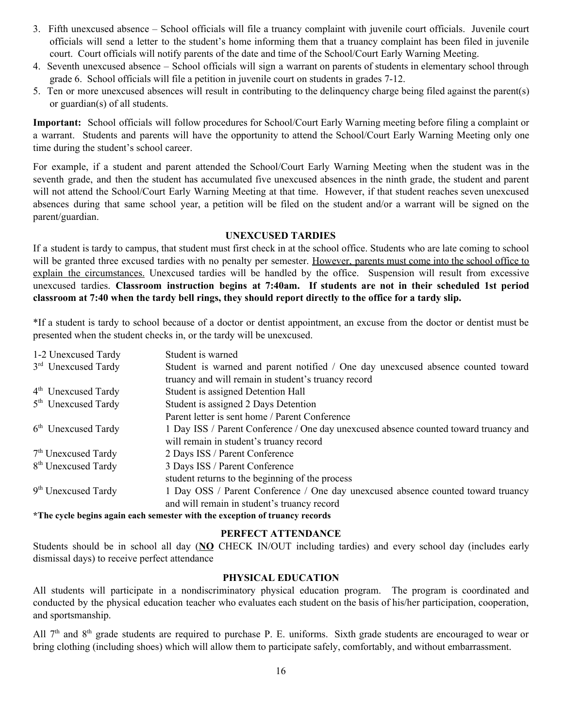3. Fifth unexcused absence – School officials will file a truancy complaint with juvenile court officials. Juvenile court officials will send a letter to the student's home informing them that a truancy complaint has been filed in juvenile court. Court officials will notify parents of the date and time of the School/Court Early Warning Meeting.
4. Seventh unexcused absence – School officials will sign a warrant on parents of students in elementary school through grade 6. School officials will file a petition in juvenile court on students in grades 7-12.
5. Ten or more unexcused absences will result in contributing to the delinquency charge being filed against the parent(s) or guardian(s) of all students.

**Important:** School officials will follow procedures for School/Court Early Warning meeting before filing a complaint or a warrant. Students and parents will have the opportunity to attend the School/Court Early Warning Meeting only one time during the student's school career.

For example, if a student and parent attended the School/Court Early Warning Meeting when the student was in the seventh grade, and then the student has accumulated five unexcused absences in the ninth grade, the student and parent will not attend the School/Court Early Warning Meeting at that time. However, if that student reaches seven unexcused absences during that same school year, a petition will be filed on the student and/or a warrant will be signed on the parent/guardian.

## UNEXCUSED TARDIES

If a student is tardy to campus, that student must first check in at the school office. Students who are late coming to school will be granted three excused tardies with no penalty per semester. <u>However, parents must come into the school office to explain the circumstances.</u> Unexcused tardies will be handled by the office. Suspension will result from excessive unexcused tardies. **Classroom instruction begins at 7:40am. If students are not in their scheduled 1st period classroom at 7:40 when the tardy bell rings, they should report directly to the office for a tardy slip.**

*If a student is tardy to school because of a doctor or dentist appointment, an excuse from the doctor or dentist must be presented when the student checks in, or the tardy will be unexcused.

| | |
|---|---|
| 1-2 Unexcused Tardy | Student is warned |
| 3rd Unexcused Tardy | Student is warned and parent notified / One day unexcused absence counted toward truancy and will remain in student's truancy record |
| 4th Unexcused Tardy | Student is assigned Detention Hall |
| 5th Unexcused Tardy | Student is assigned 2 Days Detention<br>Parent letter is sent home / Parent Conference |
| 6th Unexcused Tardy | 1 Day ISS / Parent Conference / One day unexcused absence counted toward truancy and will remain in student's truancy record |
| 7th Unexcused Tardy | 2 Days ISS / Parent Conference |
| 8th Unexcused Tardy | 3 Days ISS / Parent Conference<br>student returns to the beginning of the process |
| 9th Unexcused Tardy | 1 Day OSS / Parent Conference / One day unexcused absence counted toward truancy and will remain in student's truancy record |

**\*The cycle begins again each semester with the exception of truancy records**

## PERFECT ATTENDANCE

Students should be in school all day (**<u>NO</u>** CHECK IN/OUT including tardies) and every school day (includes early dismissal days) to receive perfect attendance

## PHYSICAL EDUCATION

All students will participate in a nondiscriminatory physical education program. The program is coordinated and conducted by the physical education teacher who evaluates each student on the basis of his/her participation, cooperation, and sportsmanship.

All 7th and 8th grade students are required to purchase P. E. uniforms. Sixth grade students are encouraged to wear or bring clothing (including shoes) which will allow them to participate safely, comfortably, and without embarrassment.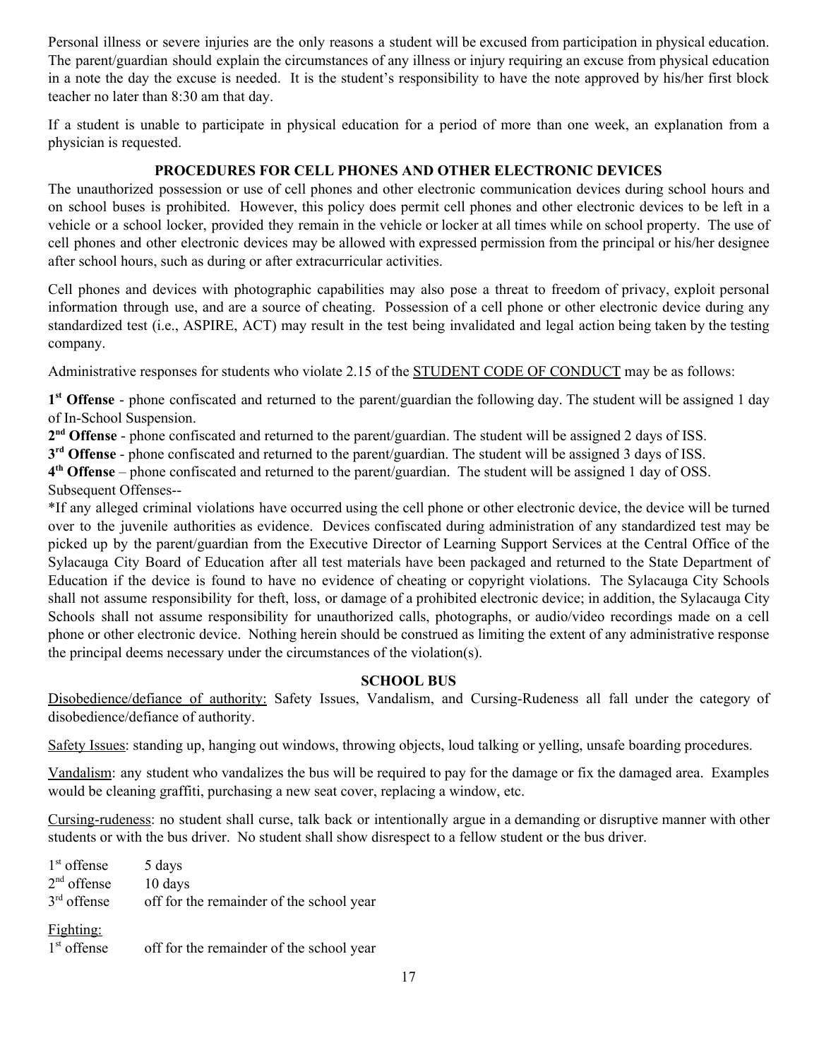Personal illness or severe injuries are the only reasons a student will be excused from participation in physical education. The parent/guardian should explain the circumstances of any illness or injury requiring an excuse from physical education in a note the day the excuse is needed. It is the student's responsibility to have the note approved by his/her first block teacher no later than 8:30 am that day.

If a student is unable to participate in physical education for a period of more than one week, an explanation from a physician is requested.

## PROCEDURES FOR CELL PHONES AND OTHER ELECTRONIC DEVICES

The unauthorized possession or use of cell phones and other electronic communication devices during school hours and on school buses is prohibited. However, this policy does permit cell phones and other electronic devices to be left in a vehicle or a school locker, provided they remain in the vehicle or locker at all times while on school property. The use of cell phones and other electronic devices may be allowed with expressed permission from the principal or his/her designee after school hours, such as during or after extracurricular activities.

Cell phones and devices with photographic capabilities may also pose a threat to freedom of privacy, exploit personal information through use, and are a source of cheating. Possession of a cell phone or other electronic device during any standardized test (i.e., ASPIRE, ACT) may result in the test being invalidated and legal action being taken by the testing company.

Administrative responses for students who violate 2.15 of the STUDENT CODE OF CONDUCT may be as follows:

**1st Offense** - phone confiscated and returned to the parent/guardian the following day. The student will be assigned 1 day of In-School Suspension.
**2nd Offense** - phone confiscated and returned to the parent/guardian. The student will be assigned 2 days of ISS.
**3rd Offense** - phone confiscated and returned to the parent/guardian. The student will be assigned 3 days of ISS.
**4th Offense** – phone confiscated and returned to the parent/guardian. The student will be assigned 1 day of OSS.
Subsequent Offenses--
*If any alleged criminal violations have occurred using the cell phone or other electronic device, the device will be turned over to the juvenile authorities as evidence. Devices confiscated during administration of any standardized test may be picked up by the parent/guardian from the Executive Director of Learning Support Services at the Central Office of the Sylacauga City Board of Education after all test materials have been packaged and returned to the State Department of Education if the device is found to have no evidence of cheating or copyright violations. The Sylacauga City Schools shall not assume responsibility for theft, loss, or damage of a prohibited electronic device; in addition, the Sylacauga City Schools shall not assume responsibility for unauthorized calls, photographs, or audio/video recordings made on a cell phone or other electronic device. Nothing herein should be construed as limiting the extent of any administrative response the principal deems necessary under the circumstances of the violation(s).

## SCHOOL BUS

Disobedience/defiance of authority: Safety Issues, Vandalism, and Cursing-Rudeness all fall under the category of disobedience/defiance of authority.

Safety Issues: standing up, hanging out windows, throwing objects, loud talking or yelling, unsafe boarding procedures.

Vandalism: any student who vandalizes the bus will be required to pay for the damage or fix the damaged area. Examples would be cleaning graffiti, purchasing a new seat cover, replacing a window, etc.

Cursing-rudeness: no student shall curse, talk back or intentionally argue in a demanding or disruptive manner with other students or with the bus driver. No student shall show disrespect to a fellow student or the bus driver.

1st offense 5 days
2nd offense 10 days
3rd offense off for the remainder of the school year

Fighting:
1st offense off for the remainder of the school year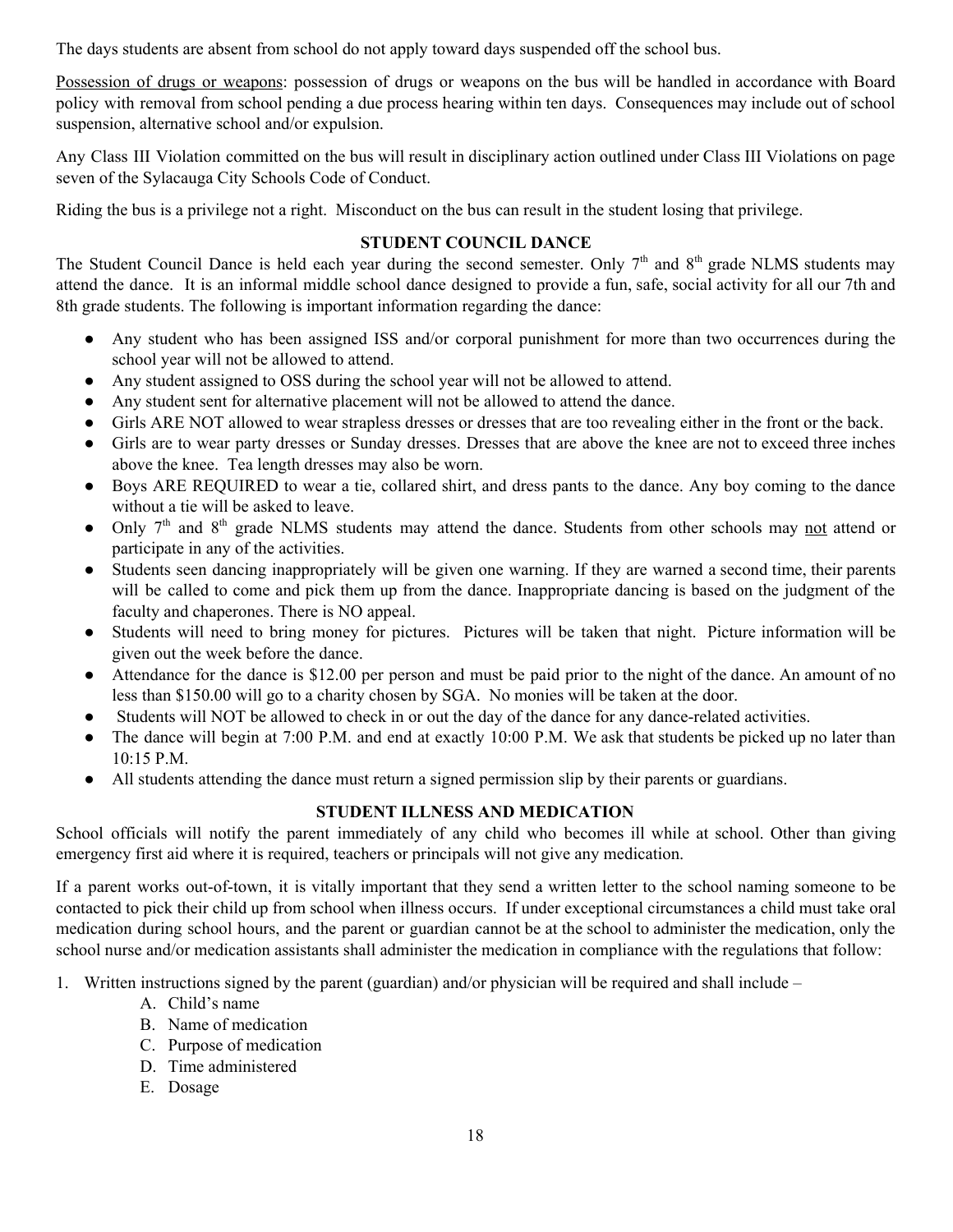The days students are absent from school do not apply toward days suspended off the school bus.

Possession of drugs or weapons: possession of drugs or weapons on the bus will be handled in accordance with Board policy with removal from school pending a due process hearing within ten days. Consequences may include out of school suspension, alternative school and/or expulsion.

Any Class III Violation committed on the bus will result in disciplinary action outlined under Class III Violations on page seven of the Sylacauga City Schools Code of Conduct.

Riding the bus is a privilege not a right. Misconduct on the bus can result in the student losing that privilege.

## STUDENT COUNCIL DANCE

The Student Council Dance is held each year during the second semester. Only 7th and 8th grade NLMS students may attend the dance. It is an informal middle school dance designed to provide a fun, safe, social activity for all our 7th and 8th grade students. The following is important information regarding the dance:

- Any student who has been assigned ISS and/or corporal punishment for more than two occurrences during the school year will not be allowed to attend.
- Any student assigned to OSS during the school year will not be allowed to attend.
- Any student sent for alternative placement will not be allowed to attend the dance.
- Girls ARE NOT allowed to wear strapless dresses or dresses that are too revealing either in the front or the back.
- Girls are to wear party dresses or Sunday dresses. Dresses that are above the knee are not to exceed three inches above the knee. Tea length dresses may also be worn.
- Boys ARE REQUIRED to wear a tie, collared shirt, and dress pants to the dance. Any boy coming to the dance without a tie will be asked to leave.
- Only 7th and 8th grade NLMS students may attend the dance. Students from other schools may not attend or participate in any of the activities.
- Students seen dancing inappropriately will be given one warning. If they are warned a second time, their parents will be called to come and pick them up from the dance. Inappropriate dancing is based on the judgment of the faculty and chaperones. There is NO appeal.
- Students will need to bring money for pictures. Pictures will be taken that night. Picture information will be given out the week before the dance.
- Attendance for the dance is $12.00 per person and must be paid prior to the night of the dance. An amount of no less than $150.00 will go to a charity chosen by SGA. No monies will be taken at the door.
- Students will NOT be allowed to check in or out the day of the dance for any dance-related activities.
- The dance will begin at 7:00 P.M. and end at exactly 10:00 P.M. We ask that students be picked up no later than 10:15 P.M.
- All students attending the dance must return a signed permission slip by their parents or guardians.

## STUDENT ILLNESS AND MEDICATION

School officials will notify the parent immediately of any child who becomes ill while at school. Other than giving emergency first aid where it is required, teachers or principals will not give any medication.

If a parent works out-of-town, it is vitally important that they send a written letter to the school naming someone to be contacted to pick their child up from school when illness occurs. If under exceptional circumstances a child must take oral medication during school hours, and the parent or guardian cannot be at the school to administer the medication, only the school nurse and/or medication assistants shall administer the medication in compliance with the regulations that follow:

1. Written instructions signed by the parent (guardian) and/or physician will be required and shall include –
   - A. Child's name
   - B. Name of medication
   - C. Purpose of medication
   - D. Time administered
   - E. Dosage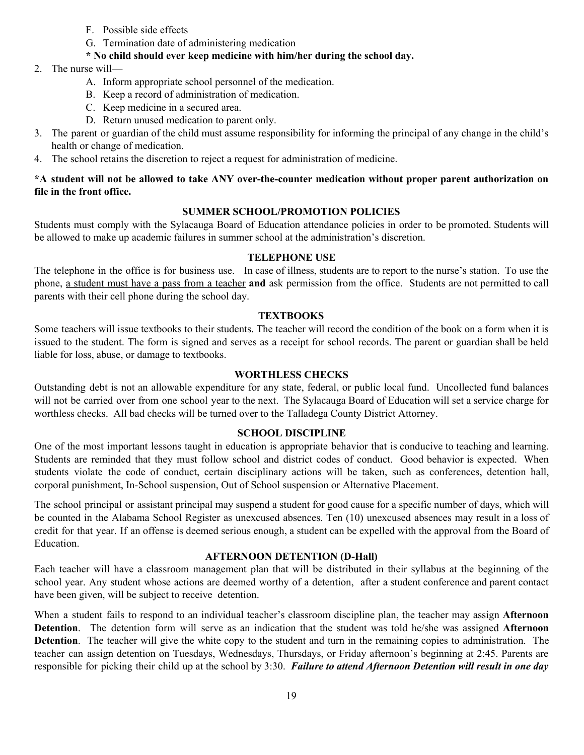F. Possible side effects
   G. Termination date of administering medication

   **\* No child should ever keep medicine with him/her during the school day.**

2. The nurse will—
   A. Inform appropriate school personnel of the medication.
   B. Keep a record of administration of medication.
   C. Keep medicine in a secured area.
   D. Return unused medication to parent only.
3. The parent or guardian of the child must assume responsibility for informing the principal of any change in the child's health or change of medication.
4. The school retains the discretion to reject a request for administration of medicine.

**\*A student will not be allowed to take ANY over-the-counter medication without proper parent authorization on file in the front office.**

## SUMMER SCHOOL/PROMOTION POLICIES

Students must comply with the Sylacauga Board of Education attendance policies in order to be promoted. Students will be allowed to make up academic failures in summer school at the administration's discretion.

## TELEPHONE USE

The telephone in the office is for business use. In case of illness, students are to report to the nurse's station. To use the phone, <u>a student must have a pass from a teacher</u> **and** ask permission from the office. Students are not permitted to call parents with their cell phone during the school day.

## TEXTBOOKS

Some teachers will issue textbooks to their students. The teacher will record the condition of the book on a form when it is issued to the student. The form is signed and serves as a receipt for school records. The parent or guardian shall be held liable for loss, abuse, or damage to textbooks.

## WORTHLESS CHECKS

Outstanding debt is not an allowable expenditure for any state, federal, or public local fund. Uncollected fund balances will not be carried over from one school year to the next. The Sylacauga Board of Education will set a service charge for worthless checks. All bad checks will be turned over to the Talladega County District Attorney.

## SCHOOL DISCIPLINE

One of the most important lessons taught in education is appropriate behavior that is conducive to teaching and learning. Students are reminded that they must follow school and district codes of conduct. Good behavior is expected. When students violate the code of conduct, certain disciplinary actions will be taken, such as conferences, detention hall, corporal punishment, In-School suspension, Out of School suspension or Alternative Placement.

The school principal or assistant principal may suspend a student for good cause for a specific number of days, which will be counted in the Alabama School Register as unexcused absences. Ten (10) unexcused absences may result in a loss of credit for that year. If an offense is deemed serious enough, a student can be expelled with the approval from the Board of Education.

## AFTERNOON DETENTION (D-Hall)

Each teacher will have a classroom management plan that will be distributed in their syllabus at the beginning of the school year. Any student whose actions are deemed worthy of a detention, after a student conference and parent contact have been given, will be subject to receive detention.

When a student fails to respond to an individual teacher's classroom discipline plan, the teacher may assign **Afternoon Detention**. The detention form will serve as an indication that the student was told he/she was assigned **Afternoon Detention**. The teacher will give the white copy to the student and turn in the remaining copies to administration. The teacher can assign detention on Tuesdays, Wednesdays, Thursdays, or Friday afternoon's beginning at 2:45. Parents are responsible for picking their child up at the school by 3:30. ***Failure to attend Afternoon Detention will result in one day***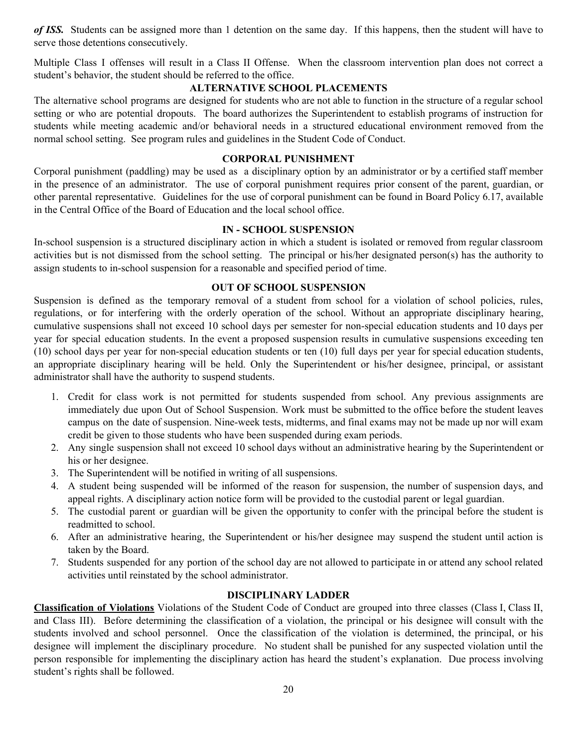***of ISS.*** Students can be assigned more than 1 detention on the same day. If this happens, then the student will have to serve those detentions consecutively.

Multiple Class I offenses will result in a Class II Offense. When the classroom intervention plan does not correct a student's behavior, the student should be referred to the office.

## ALTERNATIVE SCHOOL PLACEMENTS

The alternative school programs are designed for students who are not able to function in the structure of a regular school setting or who are potential dropouts. The board authorizes the Superintendent to establish programs of instruction for students while meeting academic and/or behavioral needs in a structured educational environment removed from the normal school setting. See program rules and guidelines in the Student Code of Conduct.

## CORPORAL PUNISHMENT

Corporal punishment (paddling) may be used as a disciplinary option by an administrator or by a certified staff member in the presence of an administrator. The use of corporal punishment requires prior consent of the parent, guardian, or other parental representative. Guidelines for the use of corporal punishment can be found in Board Policy 6.17, available in the Central Office of the Board of Education and the local school office.

## IN - SCHOOL SUSPENSION

In-school suspension is a structured disciplinary action in which a student is isolated or removed from regular classroom activities but is not dismissed from the school setting. The principal or his/her designated person(s) has the authority to assign students to in-school suspension for a reasonable and specified period of time.

## OUT OF SCHOOL SUSPENSION

Suspension is defined as the temporary removal of a student from school for a violation of school policies, rules, regulations, or for interfering with the orderly operation of the school. Without an appropriate disciplinary hearing, cumulative suspensions shall not exceed 10 school days per semester for non-special education students and 10 days per year for special education students. In the event a proposed suspension results in cumulative suspensions exceeding ten (10) school days per year for non-special education students or ten (10) full days per year for special education students, an appropriate disciplinary hearing will be held. Only the Superintendent or his/her designee, principal, or assistant administrator shall have the authority to suspend students.

1. Credit for class work is not permitted for students suspended from school. Any previous assignments are immediately due upon Out of School Suspension. Work must be submitted to the office before the student leaves campus on the date of suspension. Nine-week tests, midterms, and final exams may not be made up nor will exam credit be given to those students who have been suspended during exam periods.
2. Any single suspension shall not exceed 10 school days without an administrative hearing by the Superintendent or his or her designee.
3. The Superintendent will be notified in writing of all suspensions.
4. A student being suspended will be informed of the reason for suspension, the number of suspension days, and appeal rights. A disciplinary action notice form will be provided to the custodial parent or legal guardian.
5. The custodial parent or guardian will be given the opportunity to confer with the principal before the student is readmitted to school.
6. After an administrative hearing, the Superintendent or his/her designee may suspend the student until action is taken by the Board.
7. Students suspended for any portion of the school day are not allowed to participate in or attend any school related activities until reinstated by the school administrator.

## DISCIPLINARY LADDER

**Classification of Violations** Violations of the Student Code of Conduct are grouped into three classes (Class I, Class II, and Class III). Before determining the classification of a violation, the principal or his designee will consult with the students involved and school personnel. Once the classification of the violation is determined, the principal, or his designee will implement the disciplinary procedure. No student shall be punished for any suspected violation until the person responsible for implementing the disciplinary action has heard the student's explanation. Due process involving student's rights shall be followed.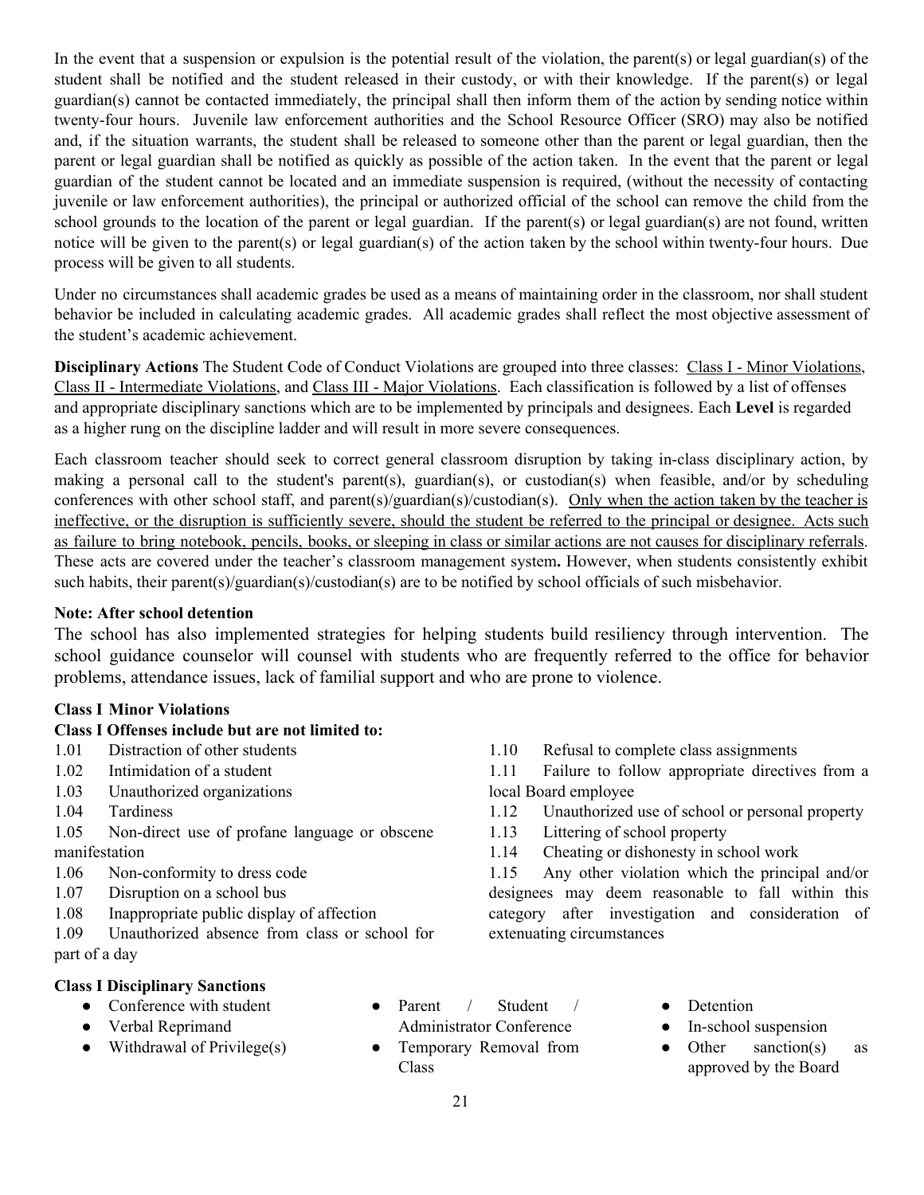In the event that a suspension or expulsion is the potential result of the violation, the parent(s) or legal guardian(s) of the student shall be notified and the student released in their custody, or with their knowledge. If the parent(s) or legal guardian(s) cannot be contacted immediately, the principal shall then inform them of the action by sending notice within twenty-four hours. Juvenile law enforcement authorities and the School Resource Officer (SRO) may also be notified and, if the situation warrants, the student shall be released to someone other than the parent or legal guardian, then the parent or legal guardian shall be notified as quickly as possible of the action taken. In the event that the parent or legal guardian of the student cannot be located and an immediate suspension is required, (without the necessity of contacting juvenile or law enforcement authorities), the principal or authorized official of the school can remove the child from the school grounds to the location of the parent or legal guardian. If the parent(s) or legal guardian(s) are not found, written notice will be given to the parent(s) or legal guardian(s) of the action taken by the school within twenty-four hours. Due process will be given to all students.

Under no circumstances shall academic grades be used as a means of maintaining order in the classroom, nor shall student behavior be included in calculating academic grades. All academic grades shall reflect the most objective assessment of the student's academic achievement.

**Disciplinary Actions** The Student Code of Conduct Violations are grouped into three classes: Class I - Minor Violations, Class II - Intermediate Violations, and Class III - Major Violations. Each classification is followed by a list of offenses and appropriate disciplinary sanctions which are to be implemented by principals and designees. Each **Level** is regarded as a higher rung on the discipline ladder and will result in more severe consequences.

Each classroom teacher should seek to correct general classroom disruption by taking in-class disciplinary action, by making a personal call to the student's parent(s), guardian(s), or custodian(s) when feasible, and/or by scheduling conferences with other school staff, and parent(s)/guardian(s)/custodian(s). Only when the action taken by the teacher is ineffective, or the disruption is sufficiently severe, should the student be referred to the principal or designee. Acts such as failure to bring notebook, pencils, books, or sleeping in class or similar actions are not causes for disciplinary referrals. These acts are covered under the teacher's classroom management system**.** However, when students consistently exhibit such habits, their parent(s)/guardian(s)/custodian(s) are to be notified by school officials of such misbehavior.

**Note: After school detention**

The school has also implemented strategies for helping students build resiliency through intervention. The school guidance counselor will counsel with students who are frequently referred to the office for behavior problems, attendance issues, lack of familial support and who are prone to violence.

**Class I Minor Violations**

**Class I Offenses include but are not limited to:**

1.01 Distraction of other students
1.02 Intimidation of a student
1.03 Unauthorized organizations
1.04 Tardiness
1.05 Non-direct use of profane language or obscene manifestation
1.06 Non-conformity to dress code
1.07 Disruption on a school bus
1.08 Inappropriate public display of affection
1.09 Unauthorized absence from class or school for part of a day
1.10 Refusal to complete class assignments
1.11 Failure to follow appropriate directives from a local Board employee
1.12 Unauthorized use of school or personal property
1.13 Littering of school property
1.14 Cheating or dishonesty in school work
1.15 Any other violation which the principal and/or designees may deem reasonable to fall within this category after investigation and consideration of extenuating circumstances

**Class I Disciplinary Sanctions**

- Conference with student
- Verbal Reprimand
- Withdrawal of Privilege(s)
- Parent / Student / Administrator Conference
- Temporary Removal from Class
- Detention
- In-school suspension
- Other sanction(s) as approved by the Board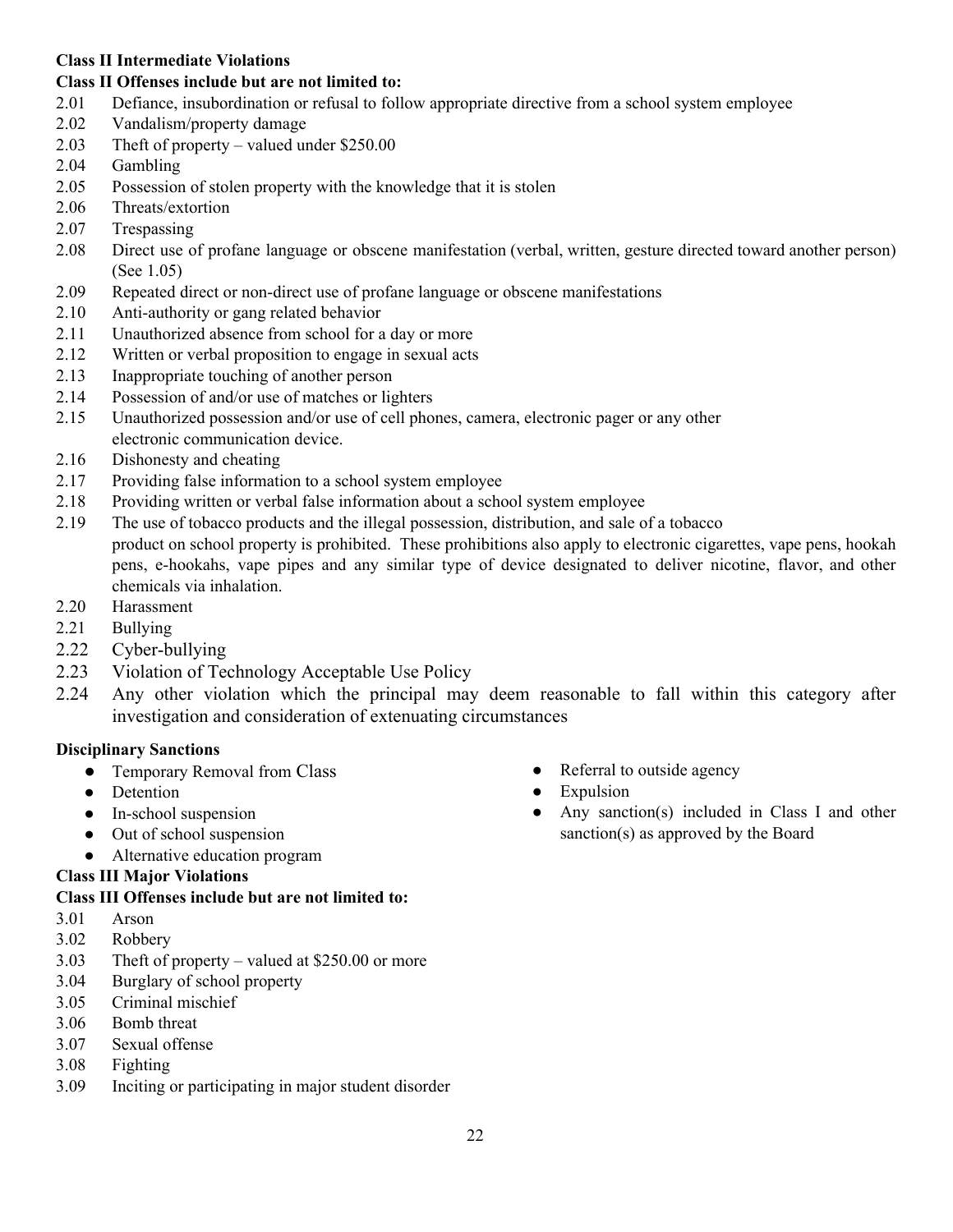**Class II Intermediate Violations**

**Class II Offenses include but are not limited to:**

2.01 Defiance, insubordination or refusal to follow appropriate directive from a school system employee
2.02 Vandalism/property damage
2.03 Theft of property – valued under $250.00
2.04 Gambling
2.05 Possession of stolen property with the knowledge that it is stolen
2.06 Threats/extortion
2.07 Trespassing
2.08 Direct use of profane language or obscene manifestation (verbal, written, gesture directed toward another person) (See 1.05)
2.09 Repeated direct or non-direct use of profane language or obscene manifestations
2.10 Anti-authority or gang related behavior
2.11 Unauthorized absence from school for a day or more
2.12 Written or verbal proposition to engage in sexual acts
2.13 Inappropriate touching of another person
2.14 Possession of and/or use of matches or lighters
2.15 Unauthorized possession and/or use of cell phones, camera, electronic pager or any other electronic communication device.
2.16 Dishonesty and cheating
2.17 Providing false information to a school system employee
2.18 Providing written or verbal false information about a school system employee
2.19 The use of tobacco products and the illegal possession, distribution, and sale of a tobacco product on school property is prohibited. These prohibitions also apply to electronic cigarettes, vape pens, hookah pens, e-hookahs, vape pipes and any similar type of device designated to deliver nicotine, flavor, and other chemicals via inhalation.
2.20 Harassment
2.21 Bullying
2.22 Cyber-bullying
2.23 Violation of Technology Acceptable Use Policy
2.24 Any other violation which the principal may deem reasonable to fall within this category after investigation and consideration of extenuating circumstances

**Disciplinary Sanctions**

- Temporary Removal from Class
- Detention
- In-school suspension
- Out of school suspension
- Alternative education program
- Referral to outside agency
- Expulsion
- Any sanction(s) included in Class I and other sanction(s) as approved by the Board

**Class III Major Violations**

**Class III Offenses include but are not limited to:**

3.01 Arson
3.02 Robbery
3.03 Theft of property – valued at $250.00 or more
3.04 Burglary of school property
3.05 Criminal mischief
3.06 Bomb threat
3.07 Sexual offense
3.08 Fighting
3.09 Inciting or participating in major student disorder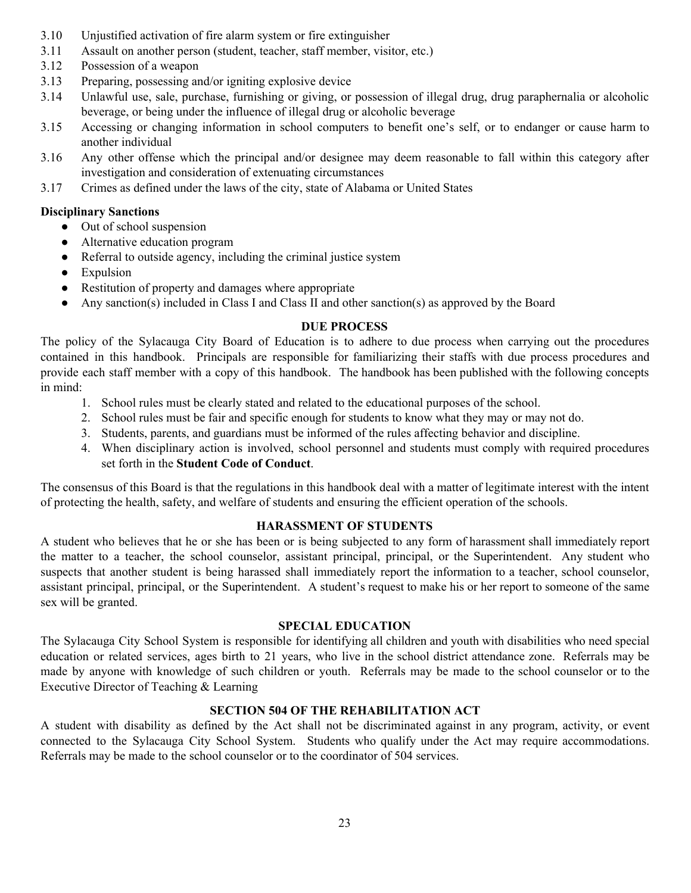3.10 Unjustified activation of fire alarm system or fire extinguisher
3.11 Assault on another person (student, teacher, staff member, visitor, etc.)
3.12 Possession of a weapon
3.13 Preparing, possessing and/or igniting explosive device
3.14 Unlawful use, sale, purchase, furnishing or giving, or possession of illegal drug, drug paraphernalia or alcoholic beverage, or being under the influence of illegal drug or alcoholic beverage
3.15 Accessing or changing information in school computers to benefit one's self, or to endanger or cause harm to another individual
3.16 Any other offense which the principal and/or designee may deem reasonable to fall within this category after investigation and consideration of extenuating circumstances
3.17 Crimes as defined under the laws of the city, state of Alabama or United States

**Disciplinary Sanctions**

- Out of school suspension
- Alternative education program
- Referral to outside agency, including the criminal justice system
- Expulsion
- Restitution of property and damages where appropriate
- Any sanction(s) included in Class I and Class II and other sanction(s) as approved by the Board

## DUE PROCESS

The policy of the Sylacauga City Board of Education is to adhere to due process when carrying out the procedures contained in this handbook. Principals are responsible for familiarizing their staffs with due process procedures and provide each staff member with a copy of this handbook. The handbook has been published with the following concepts in mind:

1. School rules must be clearly stated and related to the educational purposes of the school.
2. School rules must be fair and specific enough for students to know what they may or may not do.
3. Students, parents, and guardians must be informed of the rules affecting behavior and discipline.
4. When disciplinary action is involved, school personnel and students must comply with required procedures set forth in the **Student Code of Conduct**.

The consensus of this Board is that the regulations in this handbook deal with a matter of legitimate interest with the intent of protecting the health, safety, and welfare of students and ensuring the efficient operation of the schools.

## HARASSMENT OF STUDENTS

A student who believes that he or she has been or is being subjected to any form of harassment shall immediately report the matter to a teacher, the school counselor, assistant principal, principal, or the Superintendent. Any student who suspects that another student is being harassed shall immediately report the information to a teacher, school counselor, assistant principal, principal, or the Superintendent. A student's request to make his or her report to someone of the same sex will be granted.

## SPECIAL EDUCATION

The Sylacauga City School System is responsible for identifying all children and youth with disabilities who need special education or related services, ages birth to 21 years, who live in the school district attendance zone. Referrals may be made by anyone with knowledge of such children or youth. Referrals may be made to the school counselor or to the Executive Director of Teaching & Learning

## SECTION 504 OF THE REHABILITATION ACT

A student with disability as defined by the Act shall not be discriminated against in any program, activity, or event connected to the Sylacauga City School System. Students who qualify under the Act may require accommodations. Referrals may be made to the school counselor or to the coordinator of 504 services.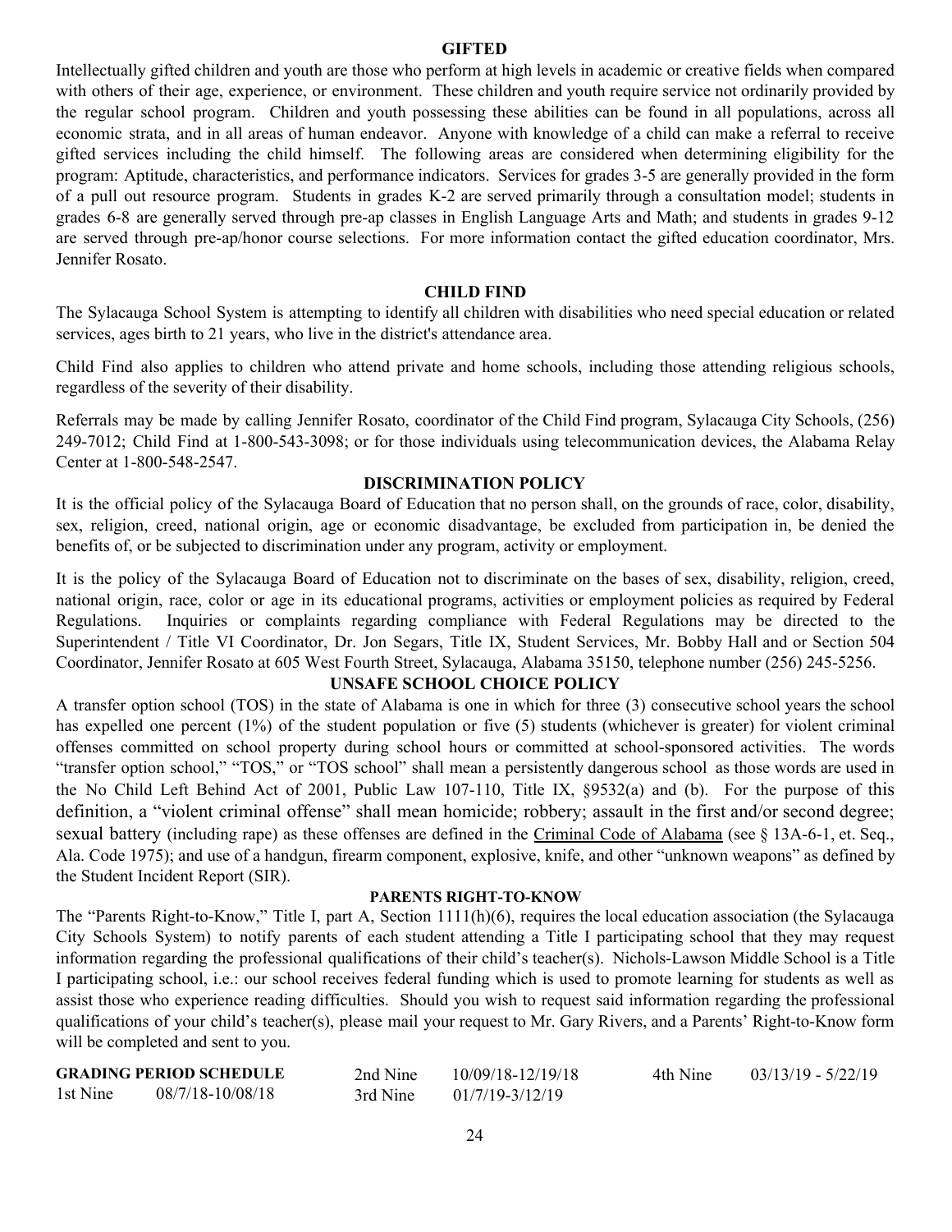## GIFTED

Intellectually gifted children and youth are those who perform at high levels in academic or creative fields when compared with others of their age, experience, or environment. These children and youth require service not ordinarily provided by the regular school program. Children and youth possessing these abilities can be found in all populations, across all economic strata, and in all areas of human endeavor. Anyone with knowledge of a child can make a referral to receive gifted services including the child himself. The following areas are considered when determining eligibility for the program: Aptitude, characteristics, and performance indicators. Services for grades 3-5 are generally provided in the form of a pull out resource program. Students in grades K-2 are served primarily through a consultation model; students in grades 6-8 are generally served through pre-ap classes in English Language Arts and Math; and students in grades 9-12 are served through pre-ap/honor course selections. For more information contact the gifted education coordinator, Mrs. Jennifer Rosato.

## CHILD FIND

The Sylacauga School System is attempting to identify all children with disabilities who need special education or related services, ages birth to 21 years, who live in the district's attendance area.

Child Find also applies to children who attend private and home schools, including those attending religious schools, regardless of the severity of their disability.

Referrals may be made by calling Jennifer Rosato, coordinator of the Child Find program, Sylacauga City Schools, (256) 249-7012; Child Find at 1-800-543-3098; or for those individuals using telecommunication devices, the Alabama Relay Center at 1-800-548-2547.

## DISCRIMINATION POLICY

It is the official policy of the Sylacauga Board of Education that no person shall, on the grounds of race, color, disability, sex, religion, creed, national origin, age or economic disadvantage, be excluded from participation in, be denied the benefits of, or be subjected to discrimination under any program, activity or employment.

It is the policy of the Sylacauga Board of Education not to discriminate on the bases of sex, disability, religion, creed, national origin, race, color or age in its educational programs, activities or employment policies as required by Federal Regulations. Inquiries or complaints regarding compliance with Federal Regulations may be directed to the Superintendent / Title VI Coordinator, Dr. Jon Segars, Title IX, Student Services, Mr. Bobby Hall and or Section 504 Coordinator, Jennifer Rosato at 605 West Fourth Street, Sylacauga, Alabama 35150, telephone number (256) 245-5256.

## UNSAFE SCHOOL CHOICE POLICY

A transfer option school (TOS) in the state of Alabama is one in which for three (3) consecutive school years the school has expelled one percent (1%) of the student population or five (5) students (whichever is greater) for violent criminal offenses committed on school property during school hours or committed at school-sponsored activities. The words "transfer option school," "TOS," or "TOS school" shall mean a persistently dangerous school as those words are used in the No Child Left Behind Act of 2001, Public Law 107-110, Title IX, §9532(a) and (b). For the purpose of this definition, a "violent criminal offense" shall mean homicide; robbery; assault in the first and/or second degree; sexual battery (including rape) as these offenses are defined in the Criminal Code of Alabama (see § 13A-6-1, et. Seq., Ala. Code 1975); and use of a handgun, firearm component, explosive, knife, and other "unknown weapons" as defined by the Student Incident Report (SIR).

## PARENTS RIGHT-TO-KNOW

The "Parents Right-to-Know," Title I, part A, Section 1111(h)(6), requires the local education association (the Sylacauga City Schools System) to notify parents of each student attending a Title I participating school that they may request information regarding the professional qualifications of their child's teacher(s). Nichols-Lawson Middle School is a Title I participating school, i.e.: our school receives federal funding which is used to promote learning for students as well as assist those who experience reading difficulties. Should you wish to request said information regarding the professional qualifications of your child's teacher(s), please mail your request to Mr. Gary Rivers, and a Parents' Right-to-Know form will be completed and sent to you.

**GRADING PERIOD SCHEDULE**

| Period | Dates |
|---|---|
| 1st Nine | 08/7/18-10/08/18 |
| 2nd Nine | 10/09/18-12/19/18 |
| 3rd Nine | 01/7/19-3/12/19 |
| 4th Nine | 03/13/19 - 5/22/19 |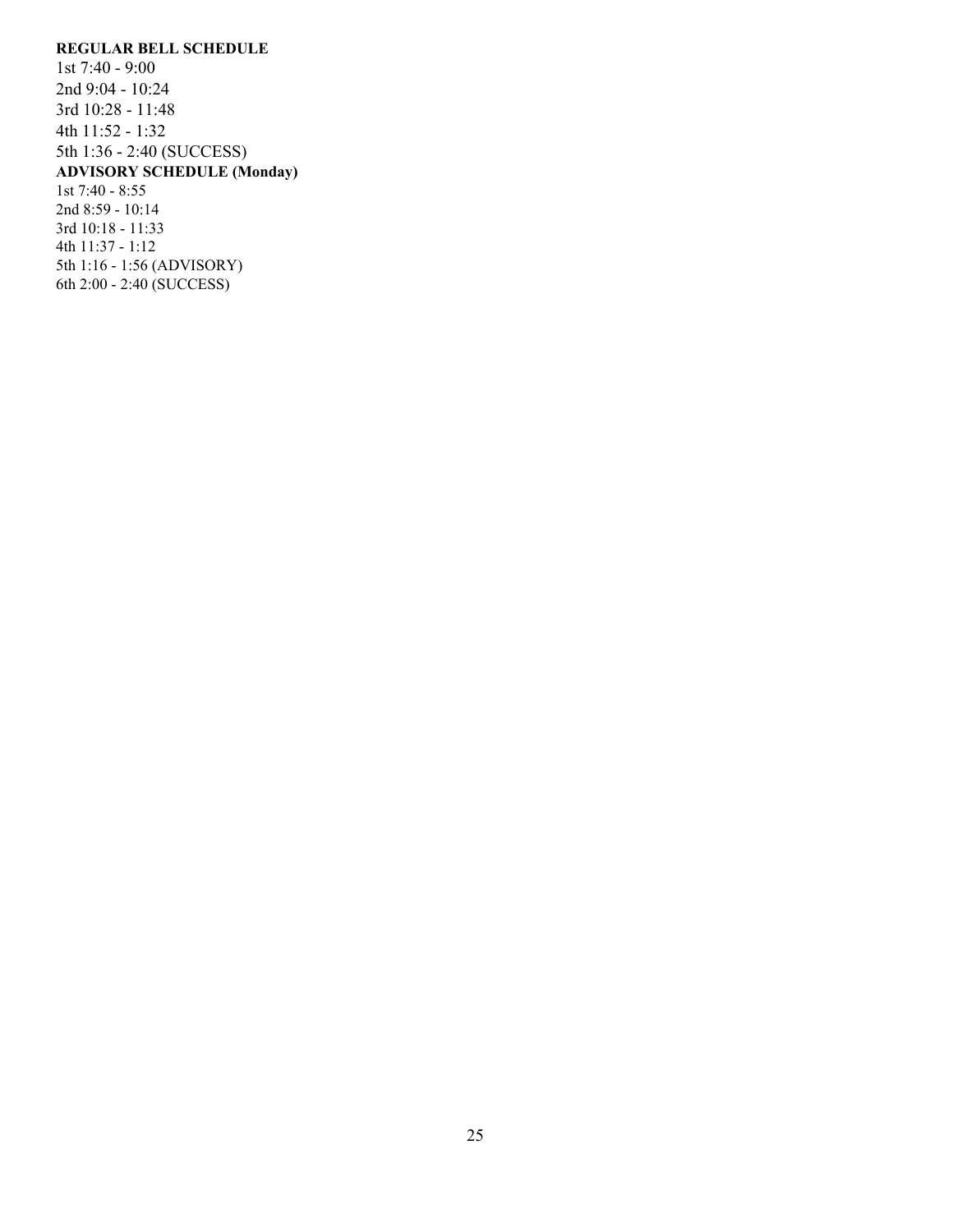**REGULAR BELL SCHEDULE**

1st 7:40 - 9:00
2nd 9:04 - 10:24
3rd 10:28 - 11:48
4th 11:52 - 1:32
5th 1:36 - 2:40 (SUCCESS)

**ADVISORY SCHEDULE (Monday)**

1st 7:40 - 8:55
2nd 8:59 - 10:14
3rd 10:18 - 11:33
4th 11:37 - 1:12
5th 1:16 - 1:56 (ADVISORY)
6th 2:00 - 2:40 (SUCCESS)